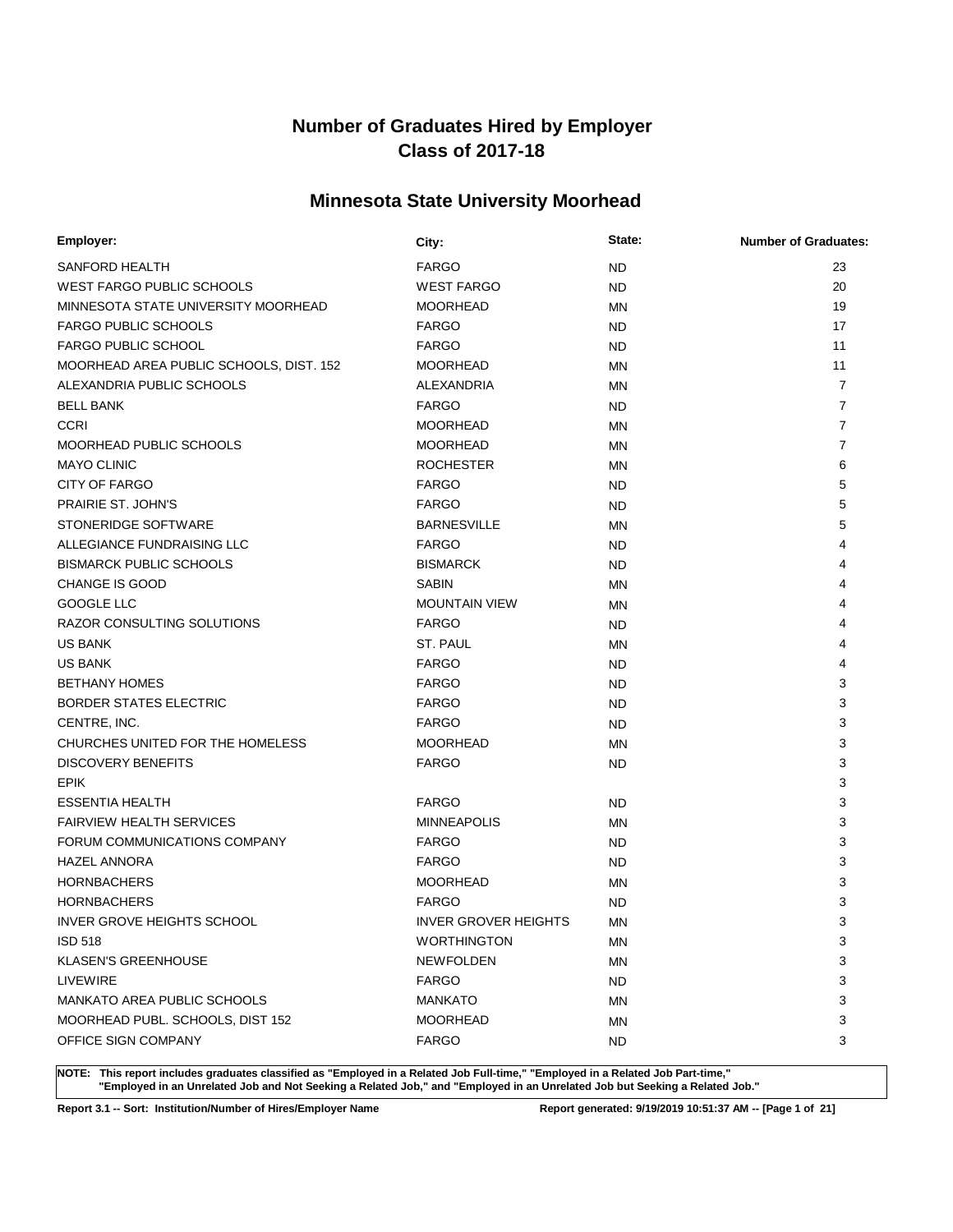# Number of Graduates Hired by Employer
# Class of 2017-18

## Minnesota State University Moorhead

| Employer: | City: | State: | Number of Graduates: |
|---|---|---|---|
| SANFORD HEALTH | FARGO | ND | 23 |
| WEST FARGO PUBLIC SCHOOLS | WEST FARGO | ND | 20 |
| MINNESOTA STATE UNIVERSITY MOORHEAD | MOORHEAD | MN | 19 |
| FARGO PUBLIC SCHOOLS | FARGO | ND | 17 |
| FARGO PUBLIC SCHOOL | FARGO | ND | 11 |
| MOORHEAD AREA PUBLIC SCHOOLS, DIST. 152 | MOORHEAD | MN | 11 |
| ALEXANDRIA PUBLIC SCHOOLS | ALEXANDRIA | MN | 7 |
| BELL BANK | FARGO | ND | 7 |
| CCRI | MOORHEAD | MN | 7 |
| MOORHEAD PUBLIC SCHOOLS | MOORHEAD | MN | 7 |
| MAYO CLINIC | ROCHESTER | MN | 6 |
| CITY OF FARGO | FARGO | ND | 5 |
| PRAIRIE ST. JOHN'S | FARGO | ND | 5 |
| STONERIDGE SOFTWARE | BARNESVILLE | MN | 5 |
| ALLEGIANCE FUNDRAISING LLC | FARGO | ND | 4 |
| BISMARCK PUBLIC SCHOOLS | BISMARCK | ND | 4 |
| CHANGE IS GOOD | SABIN | MN | 4 |
| GOOGLE LLC | MOUNTAIN VIEW | MN | 4 |
| RAZOR CONSULTING SOLUTIONS | FARGO | ND | 4 |
| US BANK | ST. PAUL | MN | 4 |
| US BANK | FARGO | ND | 4 |
| BETHANY HOMES | FARGO | ND | 3 |
| BORDER STATES ELECTRIC | FARGO | ND | 3 |
| CENTRE, INC. | FARGO | ND | 3 |
| CHURCHES UNITED FOR THE HOMELESS | MOORHEAD | MN | 3 |
| DISCOVERY BENEFITS | FARGO | ND | 3 |
| EPIK | | | 3 |
| ESSENTIA HEALTH | FARGO | ND | 3 |
| FAIRVIEW HEALTH SERVICES | MINNEAPOLIS | MN | 3 |
| FORUM COMMUNICATIONS COMPANY | FARGO | ND | 3 |
| HAZEL ANNORA | FARGO | ND | 3 |
| HORNBACHERS | MOORHEAD | MN | 3 |
| HORNBACHERS | FARGO | ND | 3 |
| INVER GROVE HEIGHTS SCHOOL | INVER GROVER HEIGHTS | MN | 3 |
| ISD 518 | WORTHINGTON | MN | 3 |
| KLASEN'S GREENHOUSE | NEWFOLDEN | MN | 3 |
| LIVEWIRE | FARGO | ND | 3 |
| MANKATO AREA PUBLIC SCHOOLS | MANKATO | MN | 3 |
| MOORHEAD PUBL. SCHOOLS, DIST 152 | MOORHEAD | MN | 3 |
| OFFICE SIGN COMPANY | FARGO | ND | 3 |

**NOTE: This report includes graduates classified as "Employed in a Related Job Full-time," "Employed in a Related Job Part-time," "Employed in an Unrelated Job and Not Seeking a Related Job," and "Employed in an Unrelated Job but Seeking a Related Job."**

**Report 3.1 -- Sort: Institution/Number of Hires/Employer Name** **Report generated: 9/19/2019 10:51:37 AM**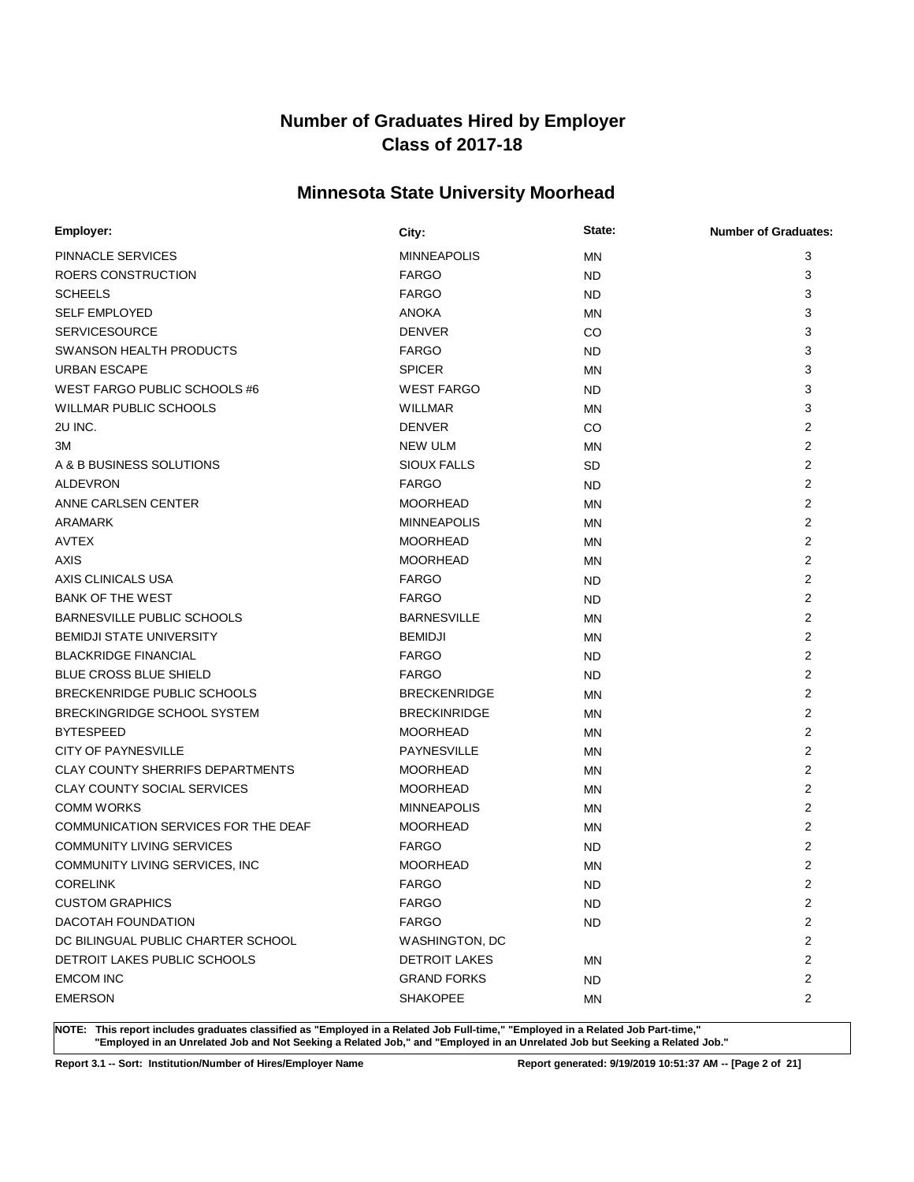# Number of Graduates Hired by Employer
## Class of 2017-18

## Minnesota State University Moorhead

| Employer: | City: | State: | Number of Graduates: |
|---|---|---|---|
| PINNACLE SERVICES | MINNEAPOLIS | MN | 3 |
| ROERS CONSTRUCTION | FARGO | ND | 3 |
| SCHEELS | FARGO | ND | 3 |
| SELF EMPLOYED | ANOKA | MN | 3 |
| SERVICESOURCE | DENVER | CO | 3 |
| SWANSON HEALTH PRODUCTS | FARGO | ND | 3 |
| URBAN ESCAPE | SPICER | MN | 3 |
| WEST FARGO PUBLIC SCHOOLS #6 | WEST FARGO | ND | 3 |
| WILLMAR PUBLIC SCHOOLS | WILLMAR | MN | 3 |
| 2U INC. | DENVER | CO | 2 |
| 3M | NEW ULM | MN | 2 |
| A & B BUSINESS SOLUTIONS | SIOUX FALLS | SD | 2 |
| ALDEVRON | FARGO | ND | 2 |
| ANNE CARLSEN CENTER | MOORHEAD | MN | 2 |
| ARAMARK | MINNEAPOLIS | MN | 2 |
| AVTEX | MOORHEAD | MN | 2 |
| AXIS | MOORHEAD | MN | 2 |
| AXIS CLINICALS USA | FARGO | ND | 2 |
| BANK OF THE WEST | FARGO | ND | 2 |
| BARNESVILLE PUBLIC SCHOOLS | BARNESVILLE | MN | 2 |
| BEMIDJI STATE UNIVERSITY | BEMIDJI | MN | 2 |
| BLACKRIDGE FINANCIAL | FARGO | ND | 2 |
| BLUE CROSS BLUE SHIELD | FARGO | ND | 2 |
| BRECKENRIDGE PUBLIC SCHOOLS | BRECKENRIDGE | MN | 2 |
| BRECKINGRIDGE SCHOOL SYSTEM | BRECKINRIDGE | MN | 2 |
| BYTESPEED | MOORHEAD | MN | 2 |
| CITY OF PAYNESVILLE | PAYNESVILLE | MN | 2 |
| CLAY COUNTY SHERRIFS DEPARTMENTS | MOORHEAD | MN | 2 |
| CLAY COUNTY SOCIAL SERVICES | MOORHEAD | MN | 2 |
| COMM WORKS | MINNEAPOLIS | MN | 2 |
| COMMUNICATION SERVICES FOR THE DEAF | MOORHEAD | MN | 2 |
| COMMUNITY LIVING SERVICES | FARGO | ND | 2 |
| COMMUNITY LIVING SERVICES, INC | MOORHEAD | MN | 2 |
| CORELINK | FARGO | ND | 2 |
| CUSTOM GRAPHICS | FARGO | ND | 2 |
| DACOTAH FOUNDATION | FARGO | ND | 2 |
| DC BILINGUAL PUBLIC CHARTER SCHOOL | WASHINGTON, DC | | 2 |
| DETROIT LAKES PUBLIC SCHOOLS | DETROIT LAKES | MN | 2 |
| EMCOM INC | GRAND FORKS | ND | 2 |
| EMERSON | SHAKOPEE | MN | 2 |

**NOTE: This report includes graduates classified as "Employed in a Related Job Full-time," "Employed in a Related Job Part-time," "Employed in an Unrelated Job and Not Seeking a Related Job," and "Employed in an Unrelated Job but Seeking a Related Job."**

**Report 3.1 -- Sort: Institution/Number of Hires/Employer Name** **Report generated: 9/19/2019 10:51:37 AM**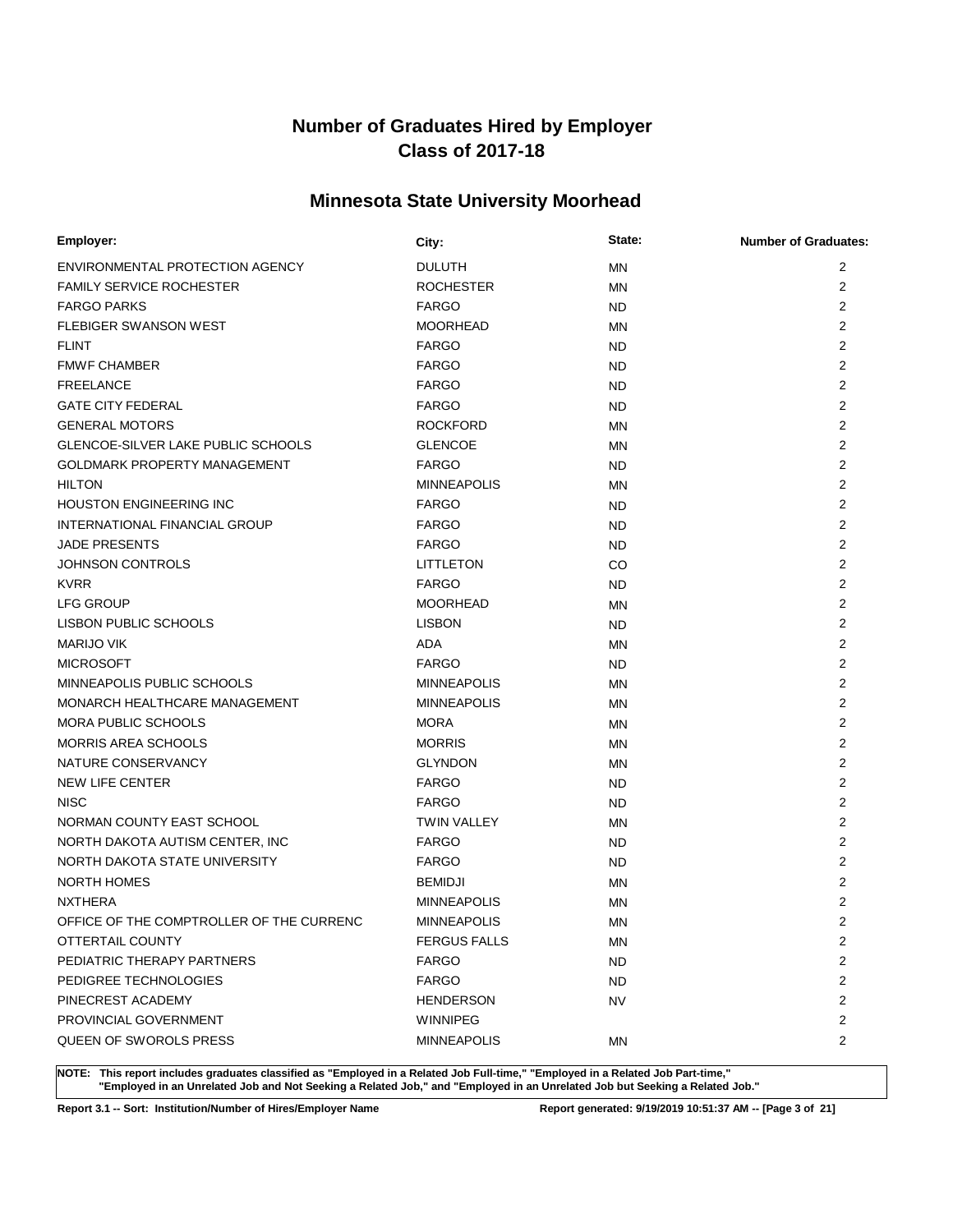# Number of Graduates Hired by Employer
## Class of 2017-18

## Minnesota State University Moorhead

| Employer: | City: | State: | Number of Graduates: |
|---|---|---|---|
| ENVIRONMENTAL PROTECTION AGENCY | DULUTH | MN | 2 |
| FAMILY SERVICE ROCHESTER | ROCHESTER | MN | 2 |
| FARGO PARKS | FARGO | ND | 2 |
| FLEBIGER SWANSON WEST | MOORHEAD | MN | 2 |
| FLINT | FARGO | ND | 2 |
| FMWF CHAMBER | FARGO | ND | 2 |
| FREELANCE | FARGO | ND | 2 |
| GATE CITY FEDERAL | FARGO | ND | 2 |
| GENERAL MOTORS | ROCKFORD | MN | 2 |
| GLENCOE-SILVER LAKE PUBLIC SCHOOLS | GLENCOE | MN | 2 |
| GOLDMARK PROPERTY MANAGEMENT | FARGO | ND | 2 |
| HILTON | MINNEAPOLIS | MN | 2 |
| HOUSTON ENGINEERING INC | FARGO | ND | 2 |
| INTERNATIONAL FINANCIAL GROUP | FARGO | ND | 2 |
| JADE PRESENTS | FARGO | ND | 2 |
| JOHNSON CONTROLS | LITTLETON | CO | 2 |
| KVRR | FARGO | ND | 2 |
| LFG GROUP | MOORHEAD | MN | 2 |
| LISBON PUBLIC SCHOOLS | LISBON | ND | 2 |
| MARIJO VIK | ADA | MN | 2 |
| MICROSOFT | FARGO | ND | 2 |
| MINNEAPOLIS PUBLIC SCHOOLS | MINNEAPOLIS | MN | 2 |
| MONARCH HEALTHCARE MANAGEMENT | MINNEAPOLIS | MN | 2 |
| MORA PUBLIC SCHOOLS | MORA | MN | 2 |
| MORRIS AREA SCHOOLS | MORRIS | MN | 2 |
| NATURE CONSERVANCY | GLYNDON | MN | 2 |
| NEW LIFE CENTER | FARGO | ND | 2 |
| NISC | FARGO | ND | 2 |
| NORMAN COUNTY EAST SCHOOL | TWIN VALLEY | MN | 2 |
| NORTH DAKOTA AUTISM CENTER, INC | FARGO | ND | 2 |
| NORTH DAKOTA STATE UNIVERSITY | FARGO | ND | 2 |
| NORTH HOMES | BEMIDJI | MN | 2 |
| NXTHERA | MINNEAPOLIS | MN | 2 |
| OFFICE OF THE COMPTROLLER OF THE CURRENC | MINNEAPOLIS | MN | 2 |
| OTTERTAIL COUNTY | FERGUS FALLS | MN | 2 |
| PEDIATRIC THERAPY PARTNERS | FARGO | ND | 2 |
| PEDIGREE TECHNOLOGIES | FARGO | ND | 2 |
| PINECREST ACADEMY | HENDERSON | NV | 2 |
| PROVINCIAL GOVERNMENT | WINNIPEG | | 2 |
| QUEEN OF SWOROLS PRESS | MINNEAPOLIS | MN | 2 |

**NOTE: This report includes graduates classified as "Employed in a Related Job Full-time," "Employed in a Related Job Part-time," "Employed in an Unrelated Job and Not Seeking a Related Job," and "Employed in an Unrelated Job but Seeking a Related Job."**

**Report 3.1 -- Sort: Institution/Number of Hires/Employer Name** **Report generated: 9/19/2019 10:51:37 AM**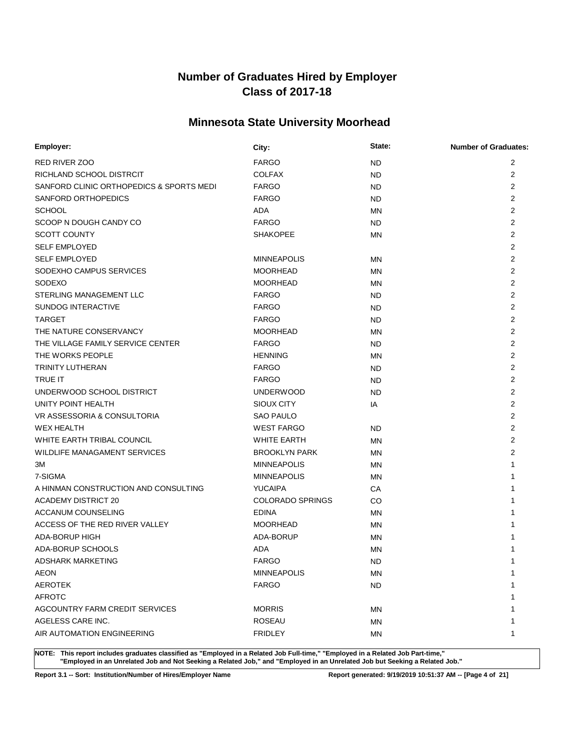# Number of Graduates Hired by Employer
# Class of 2017-18

## Minnesota State University Moorhead

| Employer: | City: | State: | Number of Graduates: |
|---|---|---|---|
| RED RIVER ZOO | FARGO | ND | 2 |
| RICHLAND SCHOOL DISTRCIT | COLFAX | ND | 2 |
| SANFORD CLINIC ORTHOPEDICS & SPORTS MEDI | FARGO | ND | 2 |
| SANFORD ORTHOPEDICS | FARGO | ND | 2 |
| SCHOOL | ADA | MN | 2 |
| SCOOP N DOUGH CANDY CO | FARGO | ND | 2 |
| SCOTT COUNTY | SHAKOPEE | MN | 2 |
| SELF EMPLOYED | | | 2 |
| SELF EMPLOYED | MINNEAPOLIS | MN | 2 |
| SODEXHO CAMPUS SERVICES | MOORHEAD | MN | 2 |
| SODEXO | MOORHEAD | MN | 2 |
| STERLING MANAGEMENT LLC | FARGO | ND | 2 |
| SUNDOG INTERACTIVE | FARGO | ND | 2 |
| TARGET | FARGO | ND | 2 |
| THE NATURE CONSERVANCY | MOORHEAD | MN | 2 |
| THE VILLAGE FAMILY SERVICE CENTER | FARGO | ND | 2 |
| THE WORKS PEOPLE | HENNING | MN | 2 |
| TRINITY LUTHERAN | FARGO | ND | 2 |
| TRUE IT | FARGO | ND | 2 |
| UNDERWOOD SCHOOL DISTRICT | UNDERWOOD | ND | 2 |
| UNITY POINT HEALTH | SIOUX CITY | IA | 2 |
| VR ASSESSORIA & CONSULTORIA | SAO PAULO | | 2 |
| WEX HEALTH | WEST FARGO | ND | 2 |
| WHITE EARTH TRIBAL COUNCIL | WHITE EARTH | MN | 2 |
| WILDLIFE MANAGAMENT SERVICES | BROOKLYN PARK | MN | 2 |
| 3M | MINNEAPOLIS | MN | 1 |
| 7-SIGMA | MINNEAPOLIS | MN | 1 |
| A HINMAN CONSTRUCTION AND CONSULTING | YUCAIPA | CA | 1 |
| ACADEMY DISTRICT 20 | COLORADO SPRINGS | CO | 1 |
| ACCANUM COUNSELING | EDINA | MN | 1 |
| ACCESS OF THE RED RIVER VALLEY | MOORHEAD | MN | 1 |
| ADA-BORUP HIGH | ADA-BORUP | MN | 1 |
| ADA-BORUP SCHOOLS | ADA | MN | 1 |
| ADSHARK MARKETING | FARGO | ND | 1 |
| AEON | MINNEAPOLIS | MN | 1 |
| AEROTEK | FARGO | ND | 1 |
| AFROTC | | | 1 |
| AGCOUNTRY FARM CREDIT SERVICES | MORRIS | MN | 1 |
| AGELESS CARE INC. | ROSEAU | MN | 1 |
| AIR AUTOMATION ENGINEERING | FRIDLEY | MN | 1 |

**NOTE: This report includes graduates classified as "Employed in a Related Job Full-time," "Employed in a Related Job Part-time," "Employed in an Unrelated Job and Not Seeking a Related Job," and "Employed in an Unrelated Job but Seeking a Related Job."**

**Report 3.1 -- Sort: Institution/Number of Hires/Employer Name** **Report generated: 9/19/2019 10:51:37 AM**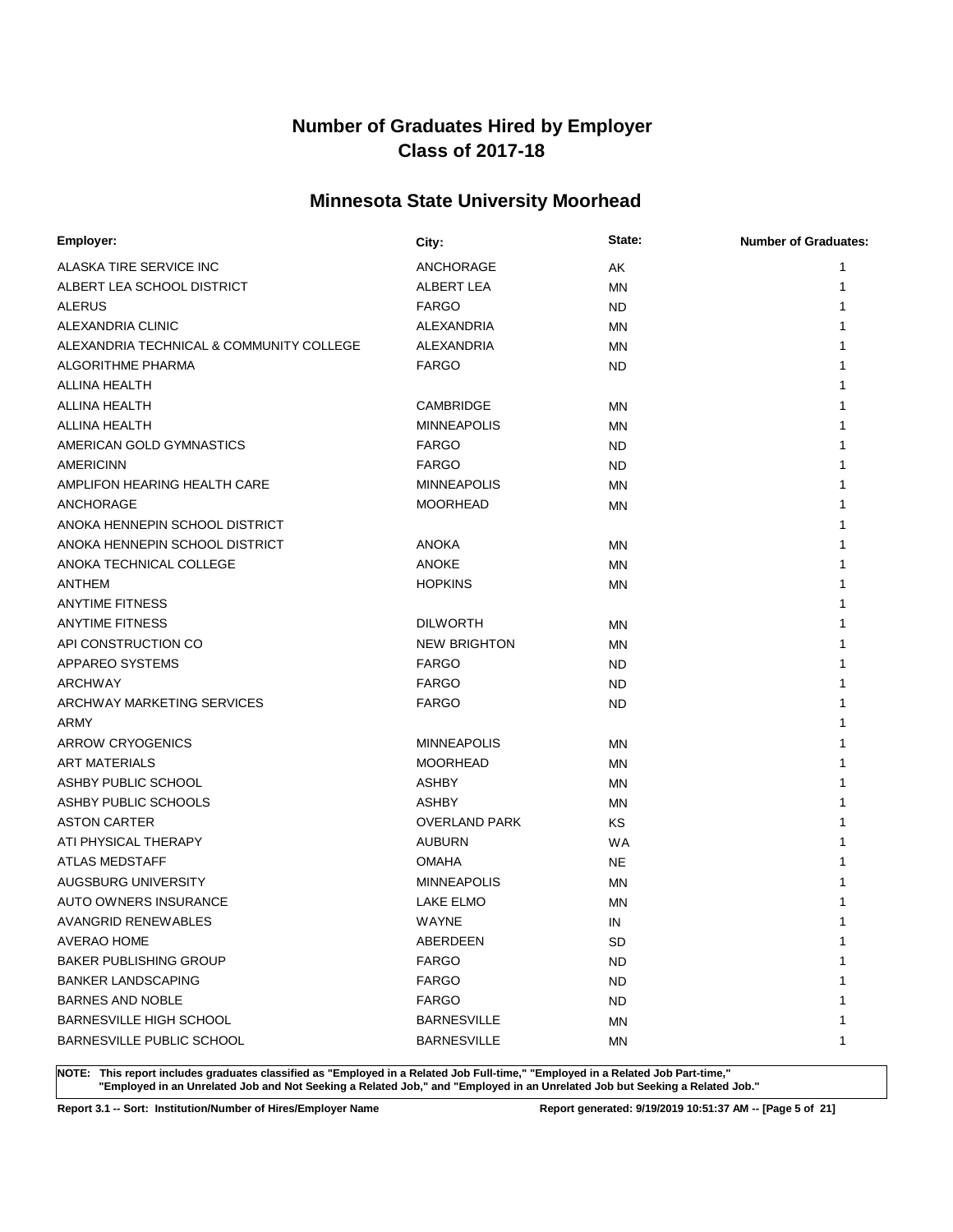# Number of Graduates Hired by Employer
# Class of 2017-18

## Minnesota State University Moorhead

| Employer: | City: | State: | Number of Graduates: |
|---|---|---|---|
| ALASKA TIRE SERVICE INC | ANCHORAGE | AK | 1 |
| ALBERT LEA SCHOOL DISTRICT | ALBERT LEA | MN | 1 |
| ALERUS | FARGO | ND | 1 |
| ALEXANDRIA CLINIC | ALEXANDRIA | MN | 1 |
| ALEXANDRIA TECHNICAL & COMMUNITY COLLEGE | ALEXANDRIA | MN | 1 |
| ALGORITHME PHARMA | FARGO | ND | 1 |
| ALLINA HEALTH | | | 1 |
| ALLINA HEALTH | CAMBRIDGE | MN | 1 |
| ALLINA HEALTH | MINNEAPOLIS | MN | 1 |
| AMERICAN GOLD GYMNASTICS | FARGO | ND | 1 |
| AMERICINN | FARGO | ND | 1 |
| AMPLIFON HEARING HEALTH CARE | MINNEAPOLIS | MN | 1 |
| ANCHORAGE | MOORHEAD | MN | 1 |
| ANOKA HENNEPIN SCHOOL DISTRICT | | | 1 |
| ANOKA HENNEPIN SCHOOL DISTRICT | ANOKA | MN | 1 |
| ANOKA TECHNICAL COLLEGE | ANOKE | MN | 1 |
| ANTHEM | HOPKINS | MN | 1 |
| ANYTIME FITNESS | | | 1 |
| ANYTIME FITNESS | DILWORTH | MN | 1 |
| API CONSTRUCTION CO | NEW BRIGHTON | MN | 1 |
| APPAREO SYSTEMS | FARGO | ND | 1 |
| ARCHWAY | FARGO | ND | 1 |
| ARCHWAY MARKETING SERVICES | FARGO | ND | 1 |
| ARMY | | | 1 |
| ARROW CRYOGENICS | MINNEAPOLIS | MN | 1 |
| ART MATERIALS | MOORHEAD | MN | 1 |
| ASHBY PUBLIC SCHOOL | ASHBY | MN | 1 |
| ASHBY PUBLIC SCHOOLS | ASHBY | MN | 1 |
| ASTON CARTER | OVERLAND PARK | KS | 1 |
| ATI PHYSICAL THERAPY | AUBURN | WA | 1 |
| ATLAS MEDSTAFF | OMAHA | NE | 1 |
| AUGSBURG UNIVERSITY | MINNEAPOLIS | MN | 1 |
| AUTO OWNERS INSURANCE | LAKE ELMO | MN | 1 |
| AVANGRID RENEWABLES | WAYNE | IN | 1 |
| AVERAO HOME | ABERDEEN | SD | 1 |
| BAKER PUBLISHING GROUP | FARGO | ND | 1 |
| BANKER LANDSCAPING | FARGO | ND | 1 |
| BARNES AND NOBLE | FARGO | ND | 1 |
| BARNESVILLE HIGH SCHOOL | BARNESVILLE | MN | 1 |
| BARNESVILLE PUBLIC SCHOOL | BARNESVILLE | MN | 1 |

**NOTE: This report includes graduates classified as "Employed in a Related Job Full-time," "Employed in a Related Job Part-time," "Employed in an Unrelated Job and Not Seeking a Related Job," and "Employed in an Unrelated Job but Seeking a Related Job."**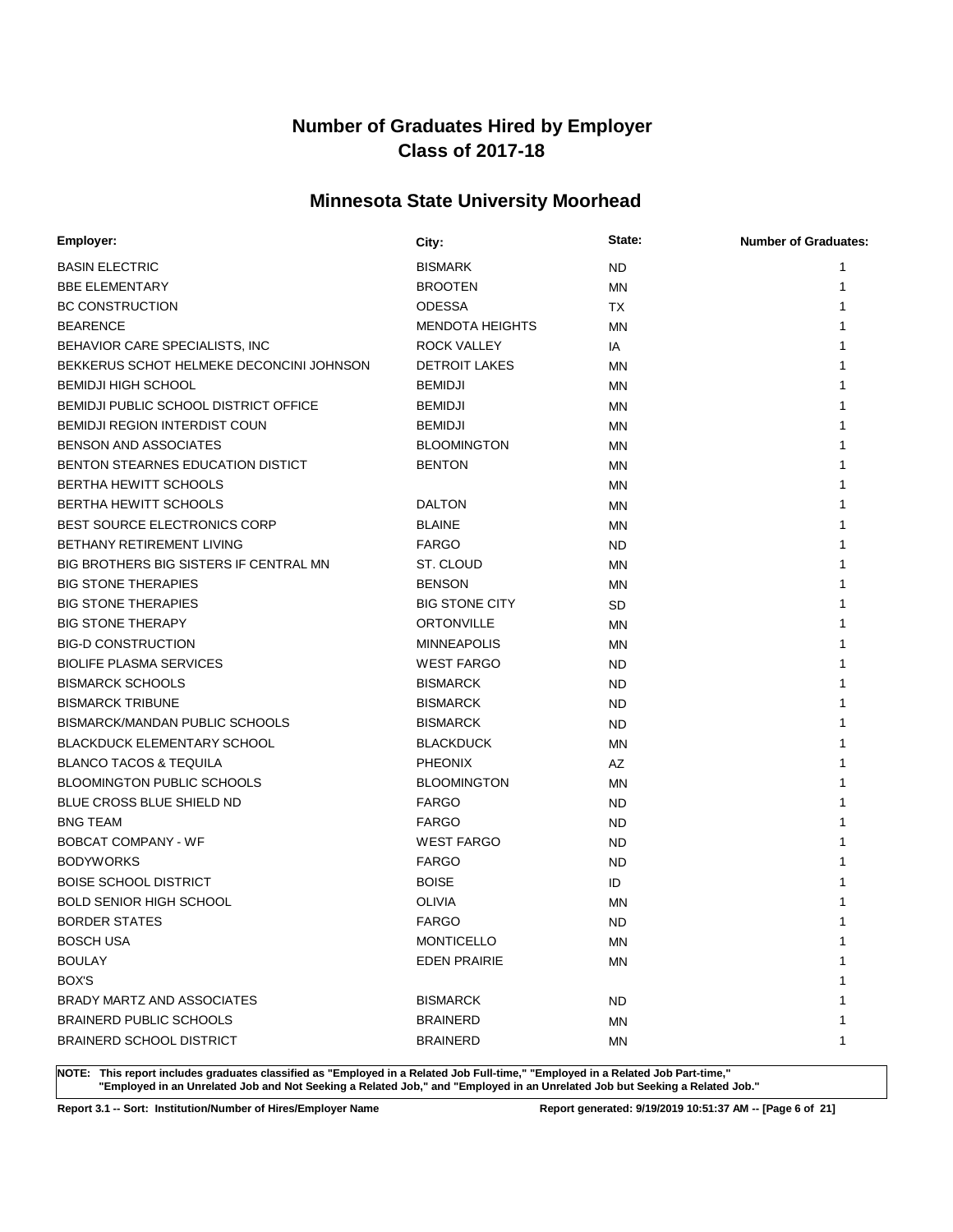# Number of Graduates Hired by Employer
# Class of 2017-18

## Minnesota State University Moorhead

| Employer: | City: | State: | Number of Graduates: |
|---|---|---|---|
| BASIN ELECTRIC | BISMARK | ND | 1 |
| BBE ELEMENTARY | BROOTEN | MN | 1 |
| BC CONSTRUCTION | ODESSA | TX | 1 |
| BEARENCE | MENDOTA HEIGHTS | MN | 1 |
| BEHAVIOR CARE SPECIALISTS, INC | ROCK VALLEY | IA | 1 |
| BEKKERUS SCHOT HELMEKE DECONCINI JOHNSON | DETROIT LAKES | MN | 1 |
| BEMIDJI HIGH SCHOOL | BEMIDJI | MN | 1 |
| BEMIDJI PUBLIC SCHOOL DISTRICT OFFICE | BEMIDJI | MN | 1 |
| BEMIDJI REGION INTERDIST COUN | BEMIDJI | MN | 1 |
| BENSON AND ASSOCIATES | BLOOMINGTON | MN | 1 |
| BENTON STEARNES EDUCATION DISTICT | BENTON | MN | 1 |
| BERTHA HEWITT SCHOOLS | | MN | 1 |
| BERTHA HEWITT SCHOOLS | DALTON | MN | 1 |
| BEST SOURCE ELECTRONICS CORP | BLAINE | MN | 1 |
| BETHANY RETIREMENT LIVING | FARGO | ND | 1 |
| BIG BROTHERS BIG SISTERS IF CENTRAL MN | ST. CLOUD | MN | 1 |
| BIG STONE THERAPIES | BENSON | MN | 1 |
| BIG STONE THERAPIES | BIG STONE CITY | SD | 1 |
| BIG STONE THERAPY | ORTONVILLE | MN | 1 |
| BIG-D CONSTRUCTION | MINNEAPOLIS | MN | 1 |
| BIOLIFE PLASMA SERVICES | WEST FARGO | ND | 1 |
| BISMARCK SCHOOLS | BISMARCK | ND | 1 |
| BISMARCK TRIBUNE | BISMARCK | ND | 1 |
| BISMARCK/MANDAN PUBLIC SCHOOLS | BISMARCK | ND | 1 |
| BLACKDUCK ELEMENTARY SCHOOL | BLACKDUCK | MN | 1 |
| BLANCO TACOS & TEQUILA | PHEONIX | AZ | 1 |
| BLOOMINGTON PUBLIC SCHOOLS | BLOOMINGTON | MN | 1 |
| BLUE CROSS BLUE SHIELD ND | FARGO | ND | 1 |
| BNG TEAM | FARGO | ND | 1 |
| BOBCAT COMPANY - WF | WEST FARGO | ND | 1 |
| BODYWORKS | FARGO | ND | 1 |
| BOISE SCHOOL DISTRICT | BOISE | ID | 1 |
| BOLD SENIOR HIGH SCHOOL | OLIVIA | MN | 1 |
| BORDER STATES | FARGO | ND | 1 |
| BOSCH USA | MONTICELLO | MN | 1 |
| BOULAY | EDEN PRAIRIE | MN | 1 |
| BOX'S | | | 1 |
| BRADY MARTZ AND ASSOCIATES | BISMARCK | ND | 1 |
| BRAINERD PUBLIC SCHOOLS | BRAINERD | MN | 1 |
| BRAINERD SCHOOL DISTRICT | BRAINERD | MN | 1 |

**NOTE: This report includes graduates classified as "Employed in a Related Job Full-time," "Employed in a Related Job Part-time," "Employed in an Unrelated Job and Not Seeking a Related Job," and "Employed in an Unrelated Job but Seeking a Related Job."**

**Report 3.1 -- Sort: Institution/Number of Hires/Employer Name** **Report generated: 9/19/2019 10:51:37 AM**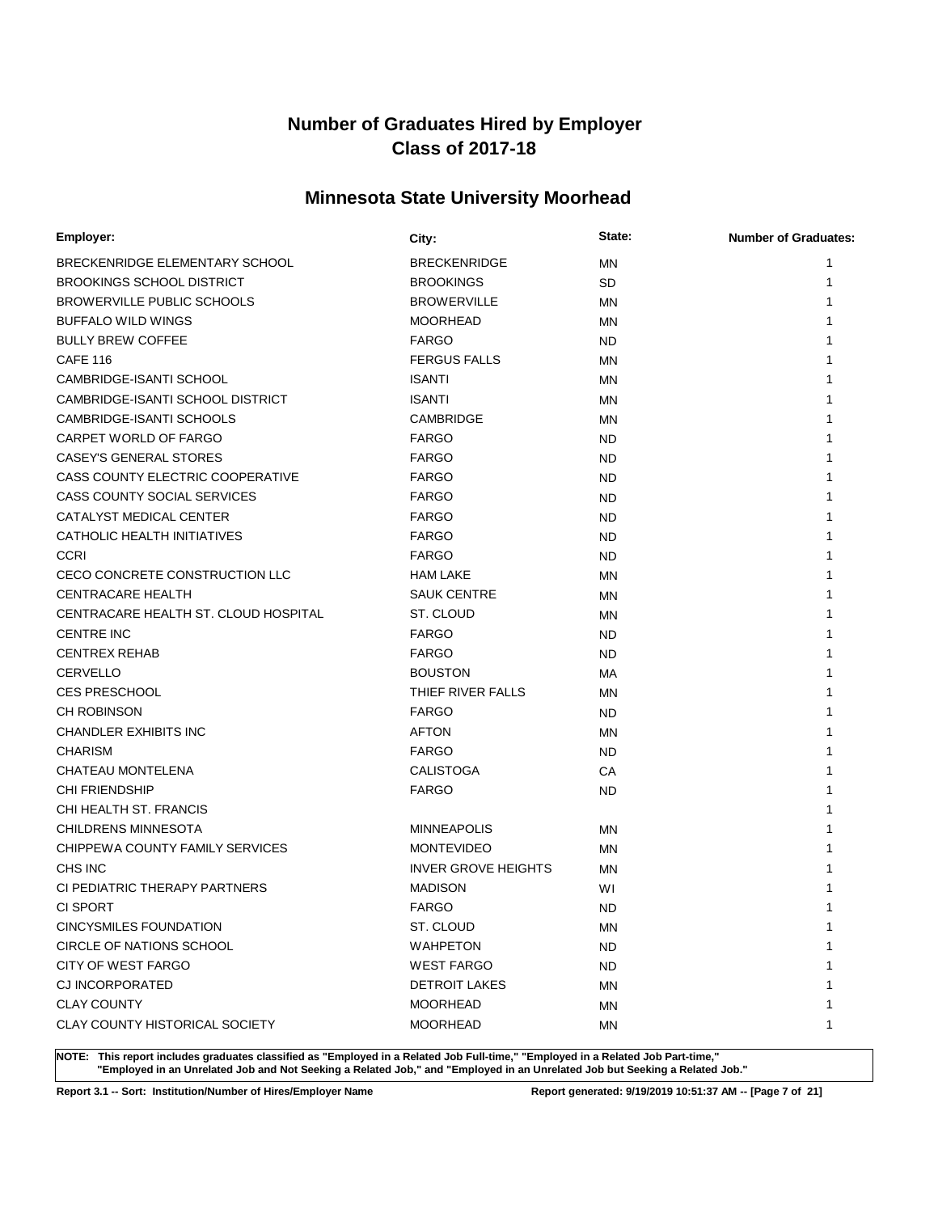# Number of Graduates Hired by Employer
## Class of 2017-18

## Minnesota State University Moorhead

| Employer: | City: | State: | Number of Graduates: |
|---|---|---|---|
| BRECKENRIDGE ELEMENTARY SCHOOL | BRECKENRIDGE | MN | 1 |
| BROOKINGS SCHOOL DISTRICT | BROOKINGS | SD | 1 |
| BROWERVILLE PUBLIC SCHOOLS | BROWERVILLE | MN | 1 |
| BUFFALO WILD WINGS | MOORHEAD | MN | 1 |
| BULLY BREW COFFEE | FARGO | ND | 1 |
| CAFE 116 | FERGUS FALLS | MN | 1 |
| CAMBRIDGE-ISANTI SCHOOL | ISANTI | MN | 1 |
| CAMBRIDGE-ISANTI SCHOOL DISTRICT | ISANTI | MN | 1 |
| CAMBRIDGE-ISANTI SCHOOLS | CAMBRIDGE | MN | 1 |
| CARPET WORLD OF FARGO | FARGO | ND | 1 |
| CASEY'S GENERAL STORES | FARGO | ND | 1 |
| CASS COUNTY ELECTRIC COOPERATIVE | FARGO | ND | 1 |
| CASS COUNTY SOCIAL SERVICES | FARGO | ND | 1 |
| CATALYST MEDICAL CENTER | FARGO | ND | 1 |
| CATHOLIC HEALTH INITIATIVES | FARGO | ND | 1 |
| CCRI | FARGO | ND | 1 |
| CECO CONCRETE CONSTRUCTION LLC | HAM LAKE | MN | 1 |
| CENTRACARE HEALTH | SAUK CENTRE | MN | 1 |
| CENTRACARE HEALTH ST. CLOUD HOSPITAL | ST. CLOUD | MN | 1 |
| CENTRE INC | FARGO | ND | 1 |
| CENTREX REHAB | FARGO | ND | 1 |
| CERVELLO | BOUSTON | MA | 1 |
| CES PRESCHOOL | THIEF RIVER FALLS | MN | 1 |
| CH ROBINSON | FARGO | ND | 1 |
| CHANDLER EXHIBITS INC | AFTON | MN | 1 |
| CHARISM | FARGO | ND | 1 |
| CHATEAU MONTELENA | CALISTOGA | CA | 1 |
| CHI FRIENDSHIP | FARGO | ND | 1 |
| CHI HEALTH ST. FRANCIS | | | 1 |
| CHILDRENS MINNESOTA | MINNEAPOLIS | MN | 1 |
| CHIPPEWA COUNTY FAMILY SERVICES | MONTEVIDEO | MN | 1 |
| CHS INC | INVER GROVE HEIGHTS | MN | 1 |
| CI PEDIATRIC THERAPY PARTNERS | MADISON | WI | 1 |
| CI SPORT | FARGO | ND | 1 |
| CINCYSMILES FOUNDATION | ST. CLOUD | MN | 1 |
| CIRCLE OF NATIONS SCHOOL | WAHPETON | ND | 1 |
| CITY OF WEST FARGO | WEST FARGO | ND | 1 |
| CJ INCORPORATED | DETROIT LAKES | MN | 1 |
| CLAY COUNTY | MOORHEAD | MN | 1 |
| CLAY COUNTY HISTORICAL SOCIETY | MOORHEAD | MN | 1 |

**NOTE: This report includes graduates classified as "Employed in a Related Job Full-time," "Employed in a Related Job Part-time," "Employed in an Unrelated Job and Not Seeking a Related Job," and "Employed in an Unrelated Job but Seeking a Related Job."**

**Report 3.1 -- Sort: Institution/Number of Hires/Employer Name** **Report generated: 9/19/2019 10:51:37 AM**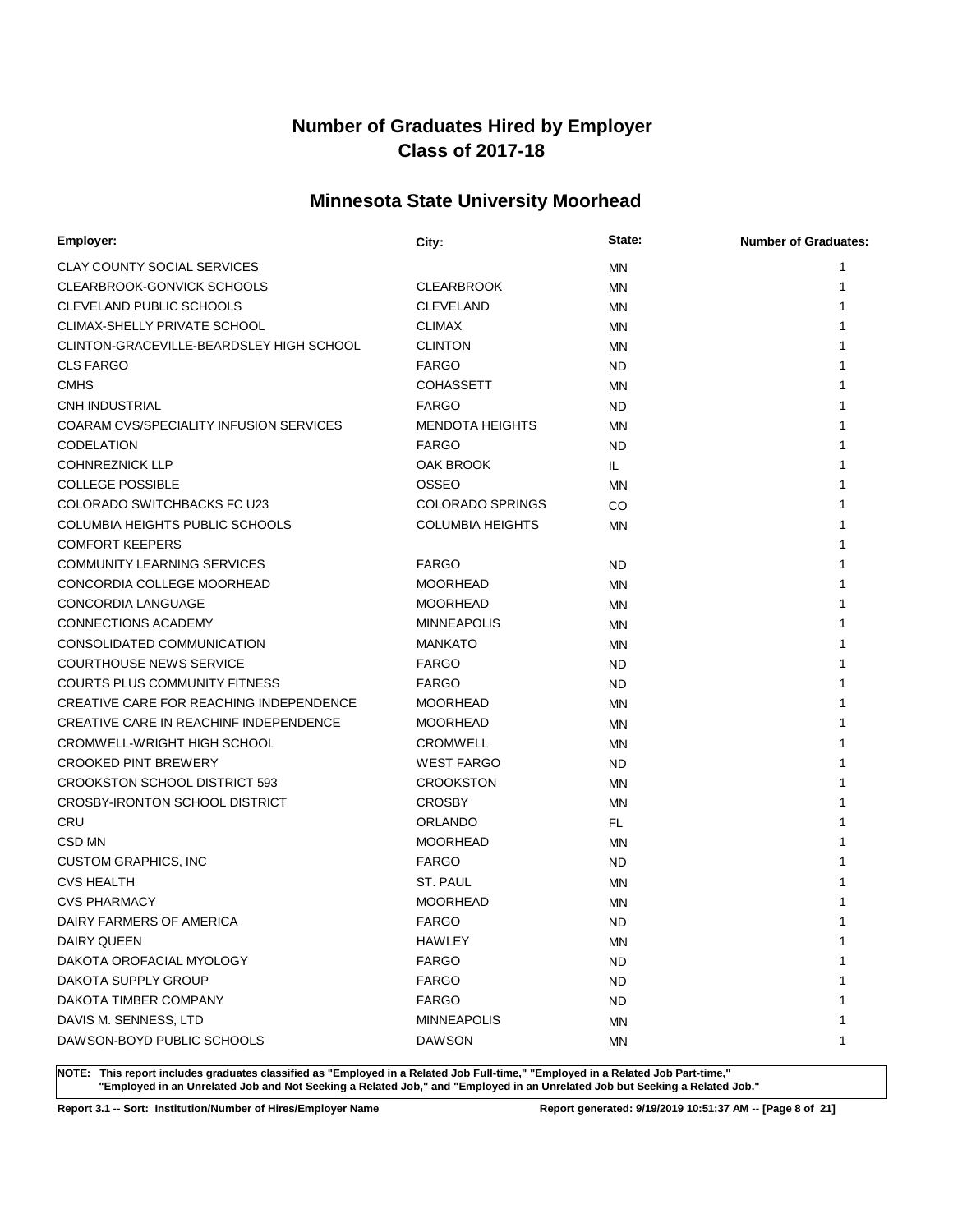# Number of Graduates Hired by Employer
# Class of 2017-18

## Minnesota State University Moorhead

| Employer: | City: | State: | Number of Graduates: |
|---|---|---|---|
| CLAY COUNTY SOCIAL SERVICES | | MN | 1 |
| CLEARBROOK-GONVICK SCHOOLS | CLEARBROOK | MN | 1 |
| CLEVELAND PUBLIC SCHOOLS | CLEVELAND | MN | 1 |
| CLIMAX-SHELLY PRIVATE SCHOOL | CLIMAX | MN | 1 |
| CLINTON-GRACEVILLE-BEARDSLEY HIGH SCHOOL | CLINTON | MN | 1 |
| CLS FARGO | FARGO | ND | 1 |
| CMHS | COHASSETT | MN | 1 |
| CNH INDUSTRIAL | FARGO | ND | 1 |
| COARAM CVS/SPECIALITY INFUSION SERVICES | MENDOTA HEIGHTS | MN | 1 |
| CODELATION | FARGO | ND | 1 |
| COHNREZNICK LLP | OAK BROOK | IL | 1 |
| COLLEGE POSSIBLE | OSSEO | MN | 1 |
| COLORADO SWITCHBACKS FC U23 | COLORADO SPRINGS | CO | 1 |
| COLUMBIA HEIGHTS PUBLIC SCHOOLS | COLUMBIA HEIGHTS | MN | 1 |
| COMFORT KEEPERS | | | 1 |
| COMMUNITY LEARNING SERVICES | FARGO | ND | 1 |
| CONCORDIA COLLEGE MOORHEAD | MOORHEAD | MN | 1 |
| CONCORDIA LANGUAGE | MOORHEAD | MN | 1 |
| CONNECTIONS ACADEMY | MINNEAPOLIS | MN | 1 |
| CONSOLIDATED COMMUNICATION | MANKATO | MN | 1 |
| COURTHOUSE NEWS SERVICE | FARGO | ND | 1 |
| COURTS PLUS COMMUNITY FITNESS | FARGO | ND | 1 |
| CREATIVE CARE FOR REACHING INDEPENDENCE | MOORHEAD | MN | 1 |
| CREATIVE CARE IN REACHINF INDEPENDENCE | MOORHEAD | MN | 1 |
| CROMWELL-WRIGHT HIGH SCHOOL | CROMWELL | MN | 1 |
| CROOKED PINT BREWERY | WEST FARGO | ND | 1 |
| CROOKSTON SCHOOL DISTRICT 593 | CROOKSTON | MN | 1 |
| CROSBY-IRONTON SCHOOL DISTRICT | CROSBY | MN | 1 |
| CRU | ORLANDO | FL | 1 |
| CSD MN | MOORHEAD | MN | 1 |
| CUSTOM GRAPHICS, INC | FARGO | ND | 1 |
| CVS HEALTH | ST. PAUL | MN | 1 |
| CVS PHARMACY | MOORHEAD | MN | 1 |
| DAIRY FARMERS OF AMERICA | FARGO | ND | 1 |
| DAIRY QUEEN | HAWLEY | MN | 1 |
| DAKOTA OROFACIAL MYOLOGY | FARGO | ND | 1 |
| DAKOTA SUPPLY GROUP | FARGO | ND | 1 |
| DAKOTA TIMBER COMPANY | FARGO | ND | 1 |
| DAVIS M. SENNESS, LTD | MINNEAPOLIS | MN | 1 |
| DAWSON-BOYD PUBLIC SCHOOLS | DAWSON | MN | 1 |

**NOTE: This report includes graduates classified as "Employed in a Related Job Full-time," "Employed in a Related Job Part-time," "Employed in an Unrelated Job and Not Seeking a Related Job," and "Employed in an Unrelated Job but Seeking a Related Job."**

**Report 3.1 -- Sort: Institution/Number of Hires/Employer Name**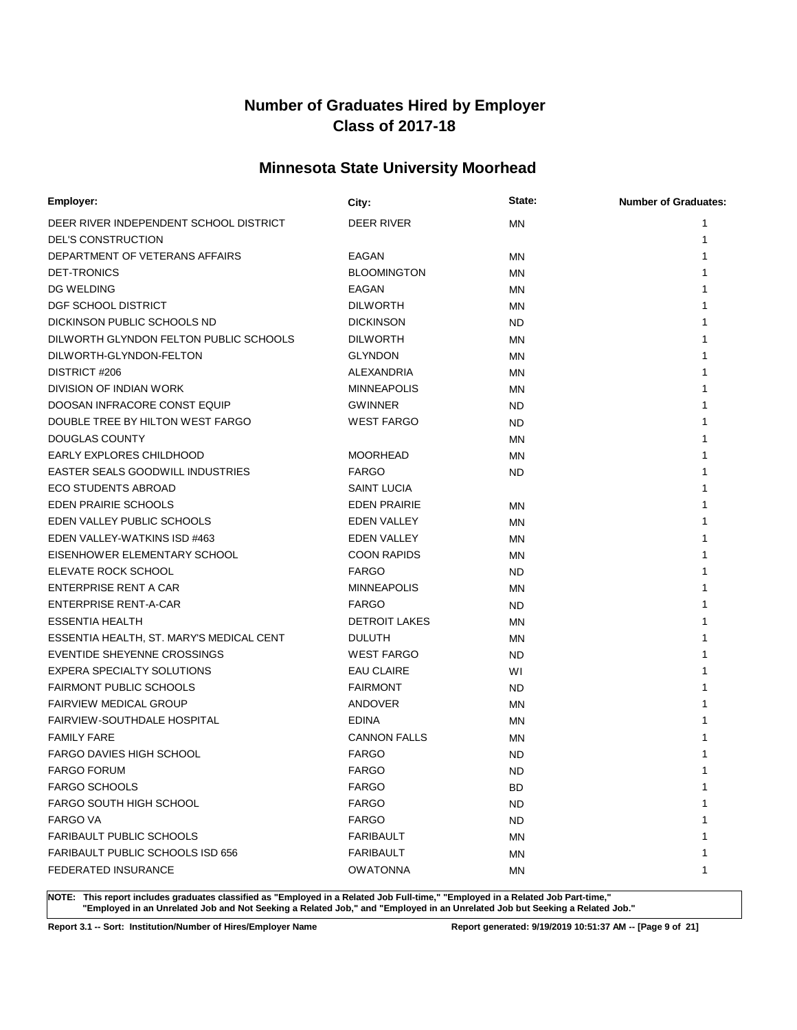# Number of Graduates Hired by Employer
# Class of 2017-18

## Minnesota State University Moorhead

| Employer: | City: | State: | Number of Graduates: |
|---|---|---|---|
| DEER RIVER INDEPENDENT SCHOOL DISTRICT | DEER RIVER | MN | 1 |
| DEL'S CONSTRUCTION | | | 1 |
| DEPARTMENT OF VETERANS AFFAIRS | EAGAN | MN | 1 |
| DET-TRONICS | BLOOMINGTON | MN | 1 |
| DG WELDING | EAGAN | MN | 1 |
| DGF SCHOOL DISTRICT | DILWORTH | MN | 1 |
| DICKINSON PUBLIC SCHOOLS ND | DICKINSON | ND | 1 |
| DILWORTH GLYNDON FELTON PUBLIC SCHOOLS | DILWORTH | MN | 1 |
| DILWORTH-GLYNDON-FELTON | GLYNDON | MN | 1 |
| DISTRICT #206 | ALEXANDRIA | MN | 1 |
| DIVISION OF INDIAN WORK | MINNEAPOLIS | MN | 1 |
| DOOSAN INFRACORE CONST EQUIP | GWINNER | ND | 1 |
| DOUBLE TREE BY HILTON WEST FARGO | WEST FARGO | ND | 1 |
| DOUGLAS COUNTY | | MN | 1 |
| EARLY EXPLORES CHILDHOOD | MOORHEAD | MN | 1 |
| EASTER SEALS GOODWILL INDUSTRIES | FARGO | ND | 1 |
| ECO STUDENTS ABROAD | SAINT LUCIA | | 1 |
| EDEN PRAIRIE SCHOOLS | EDEN PRAIRIE | MN | 1 |
| EDEN VALLEY PUBLIC SCHOOLS | EDEN VALLEY | MN | 1 |
| EDEN VALLEY-WATKINS ISD #463 | EDEN VALLEY | MN | 1 |
| EISENHOWER ELEMENTARY SCHOOL | COON RAPIDS | MN | 1 |
| ELEVATE ROCK SCHOOL | FARGO | ND | 1 |
| ENTERPRISE RENT A CAR | MINNEAPOLIS | MN | 1 |
| ENTERPRISE RENT-A-CAR | FARGO | ND | 1 |
| ESSENTIA HEALTH | DETROIT LAKES | MN | 1 |
| ESSENTIA HEALTH, ST. MARY'S MEDICAL CENT | DULUTH | MN | 1 |
| EVENTIDE SHEYENNE CROSSINGS | WEST FARGO | ND | 1 |
| EXPERA SPECIALTY SOLUTIONS | EAU CLAIRE | WI | 1 |
| FAIRMONT PUBLIC SCHOOLS | FAIRMONT | ND | 1 |
| FAIRVIEW MEDICAL GROUP | ANDOVER | MN | 1 |
| FAIRVIEW-SOUTHDALE HOSPITAL | EDINA | MN | 1 |
| FAMILY FARE | CANNON FALLS | MN | 1 |
| FARGO DAVIES HIGH SCHOOL | FARGO | ND | 1 |
| FARGO FORUM | FARGO | ND | 1 |
| FARGO SCHOOLS | FARGO | BD | 1 |
| FARGO SOUTH HIGH SCHOOL | FARGO | ND | 1 |
| FARGO VA | FARGO | ND | 1 |
| FARIBAULT PUBLIC SCHOOLS | FARIBAULT | MN | 1 |
| FARIBAULT PUBLIC SCHOOLS ISD 656 | FARIBAULT | MN | 1 |
| FEDERATED INSURANCE | OWATONNA | MN | 1 |

**NOTE: This report includes graduates classified as "Employed in a Related Job Full-time," "Employed in a Related Job Part-time," "Employed in an Unrelated Job and Not Seeking a Related Job," and "Employed in an Unrelated Job but Seeking a Related Job."**

**Report 3.1 -- Sort: Institution/Number of Hires/Employer Name** **Report generated: 9/19/2019 10:51:37 AM**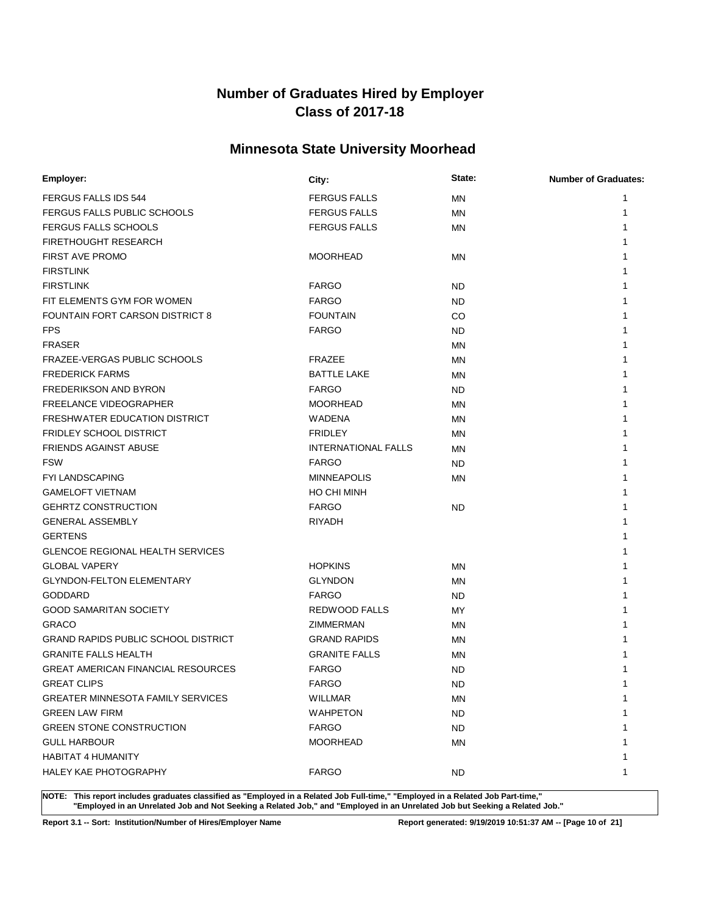# Number of Graduates Hired by Employer
# Class of 2017-18

## Minnesota State University Moorhead

| Employer: | City: | State: | Number of Graduates: |
|---|---|---|---|
| FERGUS FALLS IDS 544 | FERGUS FALLS | MN | 1 |
| FERGUS FALLS PUBLIC SCHOOLS | FERGUS FALLS | MN | 1 |
| FERGUS FALLS SCHOOLS | FERGUS FALLS | MN | 1 |
| FIRETHOUGHT RESEARCH | | | 1 |
| FIRST AVE PROMO | MOORHEAD | MN | 1 |
| FIRSTLINK | | | 1 |
| FIRSTLINK | FARGO | ND | 1 |
| FIT ELEMENTS GYM FOR WOMEN | FARGO | ND | 1 |
| FOUNTAIN FORT CARSON DISTRICT 8 | FOUNTAIN | CO | 1 |
| FPS | FARGO | ND | 1 |
| FRASER | | MN | 1 |
| FRAZEE-VERGAS PUBLIC SCHOOLS | FRAZEE | MN | 1 |
| FREDERICK FARMS | BATTLE LAKE | MN | 1 |
| FREDERIKSON AND BYRON | FARGO | ND | 1 |
| FREELANCE VIDEOGRAPHER | MOORHEAD | MN | 1 |
| FRESHWATER EDUCATION DISTRICT | WADENA | MN | 1 |
| FRIDLEY SCHOOL DISTRICT | FRIDLEY | MN | 1 |
| FRIENDS AGAINST ABUSE | INTERNATIONAL FALLS | MN | 1 |
| FSW | FARGO | ND | 1 |
| FYI LANDSCAPING | MINNEAPOLIS | MN | 1 |
| GAMELOFT VIETNAM | HO CHI MINH | | 1 |
| GEHRTZ CONSTRUCTION | FARGO | ND | 1 |
| GENERAL ASSEMBLY | RIYADH | | 1 |
| GERTENS | | | 1 |
| GLENCOE REGIONAL HEALTH SERVICES | | | 1 |
| GLOBAL VAPERY | HOPKINS | MN | 1 |
| GLYNDON-FELTON ELEMENTARY | GLYNDON | MN | 1 |
| GODDARD | FARGO | ND | 1 |
| GOOD SAMARITAN SOCIETY | REDWOOD FALLS | MY | 1 |
| GRACO | ZIMMERMAN | MN | 1 |
| GRAND RAPIDS PUBLIC SCHOOL DISTRICT | GRAND RAPIDS | MN | 1 |
| GRANITE FALLS HEALTH | GRANITE FALLS | MN | 1 |
| GREAT AMERICAN FINANCIAL RESOURCES | FARGO | ND | 1 |
| GREAT CLIPS | FARGO | ND | 1 |
| GREATER MINNESOTA FAMILY SERVICES | WILLMAR | MN | 1 |
| GREEN LAW FIRM | WAHPETON | ND | 1 |
| GREEN STONE CONSTRUCTION | FARGO | ND | 1 |
| GULL HARBOUR | MOORHEAD | MN | 1 |
| HABITAT 4 HUMANITY | | | 1 |
| HALEY KAE PHOTOGRAPHY | FARGO | ND | 1 |

**NOTE: This report includes graduates classified as "Employed in a Related Job Full-time," "Employed in a Related Job Part-time," "Employed in an Unrelated Job and Not Seeking a Related Job," and "Employed in an Unrelated Job but Seeking a Related Job."**

**Report 3.1 -- Sort: Institution/Number of Hires/Employer Name** **Report generated: 9/19/2019 10:51:37 AM**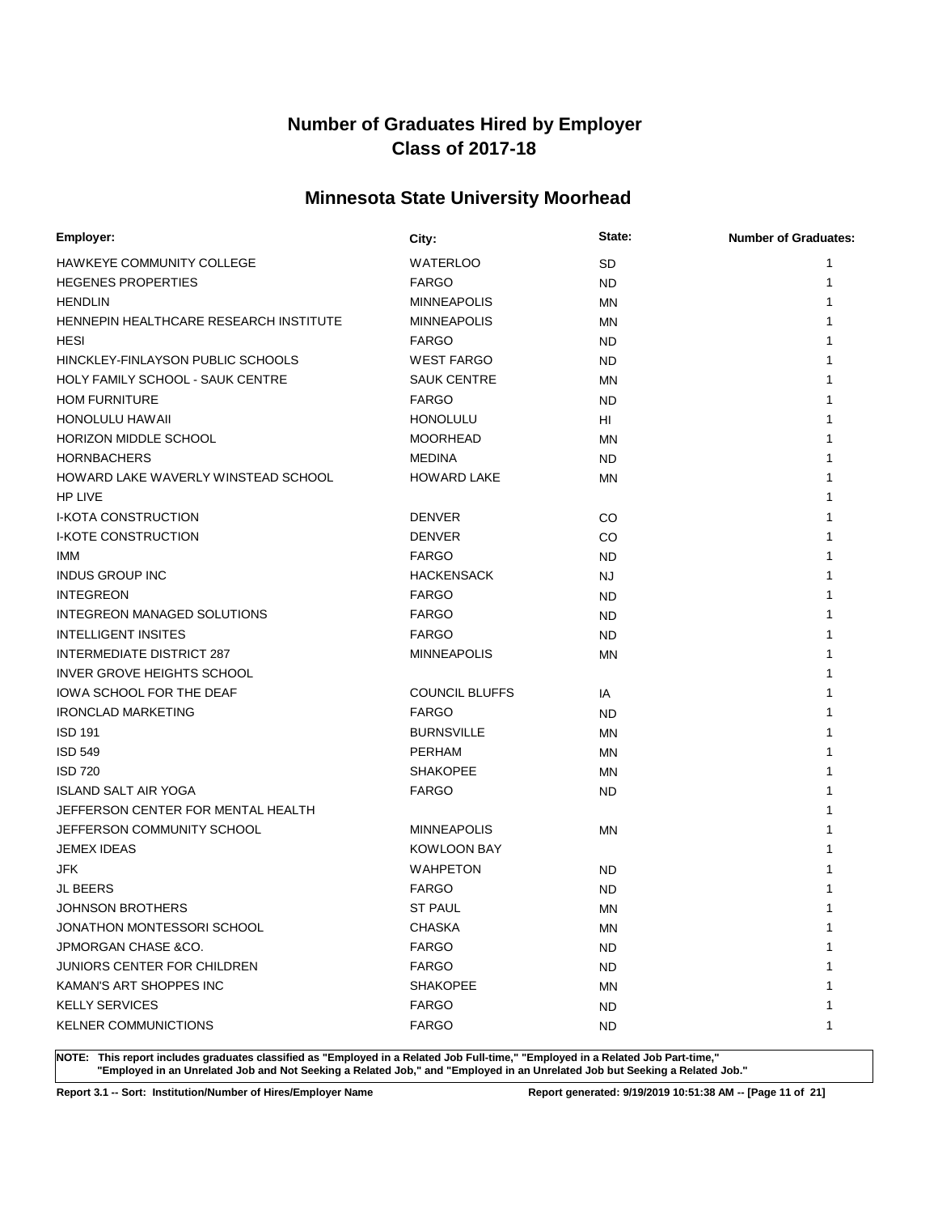# Number of Graduates Hired by Employer
# Class of 2017-18

## Minnesota State University Moorhead

| Employer: | City: | State: | Number of Graduates: |
|---|---|---|---|
| HAWKEYE COMMUNITY COLLEGE | WATERLOO | SD | 1 |
| HEGENES PROPERTIES | FARGO | ND | 1 |
| HENDLIN | MINNEAPOLIS | MN | 1 |
| HENNEPIN HEALTHCARE RESEARCH INSTITUTE | MINNEAPOLIS | MN | 1 |
| HESI | FARGO | ND | 1 |
| HINCKLEY-FINLAYSON PUBLIC SCHOOLS | WEST FARGO | ND | 1 |
| HOLY FAMILY SCHOOL - SAUK CENTRE | SAUK CENTRE | MN | 1 |
| HOM FURNITURE | FARGO | ND | 1 |
| HONOLULU HAWAII | HONOLULU | HI | 1 |
| HORIZON MIDDLE SCHOOL | MOORHEAD | MN | 1 |
| HORNBACHERS | MEDINA | ND | 1 |
| HOWARD LAKE WAVERLY WINSTEAD SCHOOL | HOWARD LAKE | MN | 1 |
| HP LIVE | | | 1 |
| I-KOTA CONSTRUCTION | DENVER | CO | 1 |
| I-KOTE CONSTRUCTION | DENVER | CO | 1 |
| IMM | FARGO | ND | 1 |
| INDUS GROUP INC | HACKENSACK | NJ | 1 |
| INTEGREON | FARGO | ND | 1 |
| INTEGREON MANAGED SOLUTIONS | FARGO | ND | 1 |
| INTELLIGENT INSITES | FARGO | ND | 1 |
| INTERMEDIATE DISTRICT 287 | MINNEAPOLIS | MN | 1 |
| INVER GROVE HEIGHTS SCHOOL | | | 1 |
| IOWA SCHOOL FOR THE DEAF | COUNCIL BLUFFS | IA | 1 |
| IRONCLAD MARKETING | FARGO | ND | 1 |
| ISD 191 | BURNSVILLE | MN | 1 |
| ISD 549 | PERHAM | MN | 1 |
| ISD 720 | SHAKOPEE | MN | 1 |
| ISLAND SALT AIR YOGA | FARGO | ND | 1 |
| JEFFERSON CENTER FOR MENTAL HEALTH | | | 1 |
| JEFFERSON COMMUNITY SCHOOL | MINNEAPOLIS | MN | 1 |
| JEMEX IDEAS | KOWLOON BAY | | 1 |
| JFK | WAHPETON | ND | 1 |
| JL BEERS | FARGO | ND | 1 |
| JOHNSON BROTHERS | ST PAUL | MN | 1 |
| JONATHON MONTESSORI SCHOOL | CHASKA | MN | 1 |
| JPMORGAN CHASE &CO. | FARGO | ND | 1 |
| JUNIORS CENTER FOR CHILDREN | FARGO | ND | 1 |
| KAMAN'S ART SHOPPES INC | SHAKOPEE | MN | 1 |
| KELLY SERVICES | FARGO | ND | 1 |
| KELNER COMMUNICTIONS | FARGO | ND | 1 |

**NOTE: This report includes graduates classified as "Employed in a Related Job Full-time," "Employed in a Related Job Part-time," "Employed in an Unrelated Job and Not Seeking a Related Job," and "Employed in an Unrelated Job but Seeking a Related Job."**

**Report 3.1 -- Sort: Institution/Number of Hires/Employer Name**

**Report generated: 9/19/2019 10:51:38 AM**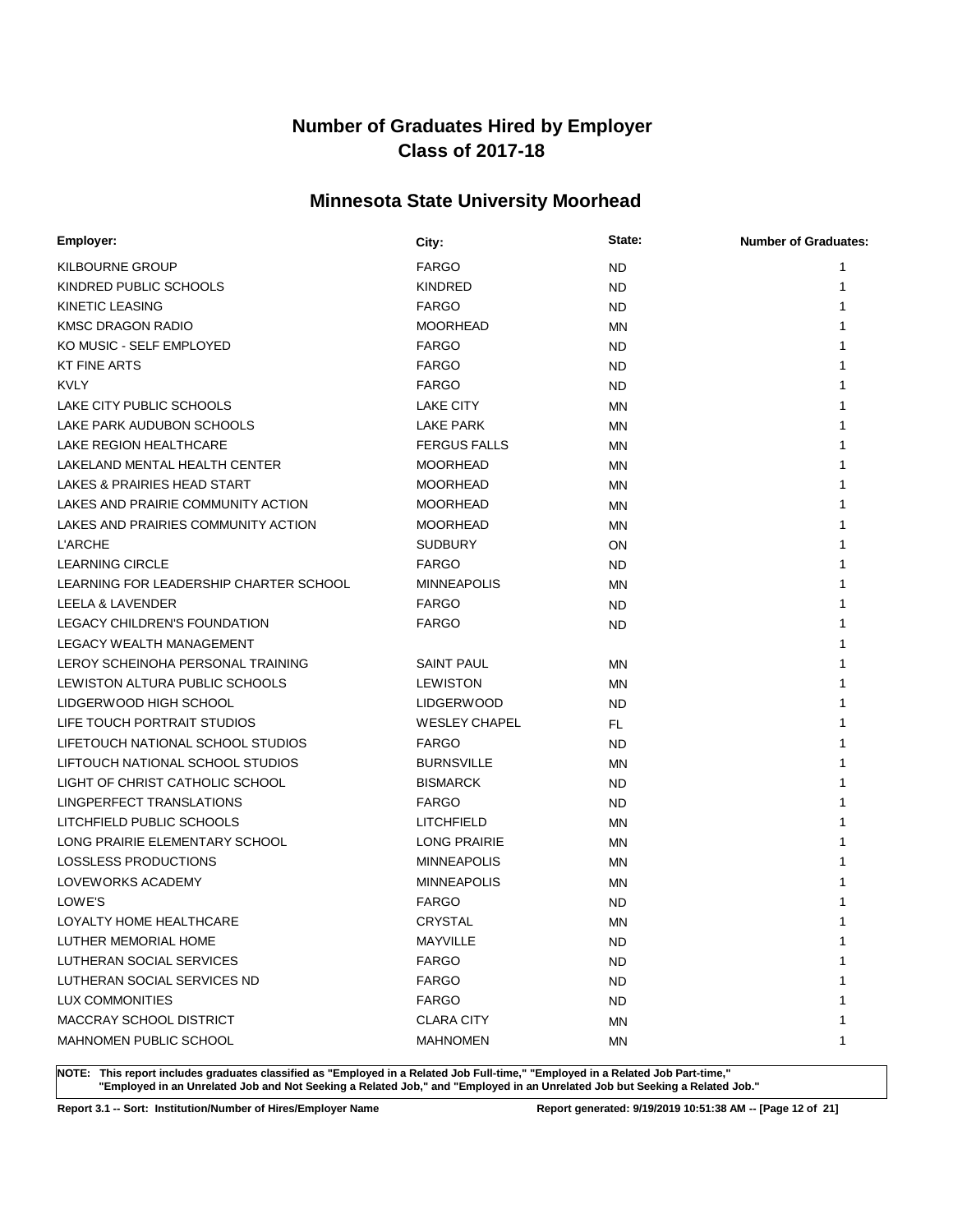# Number of Graduates Hired by Employer
# Class of 2017-18

## Minnesota State University Moorhead

| Employer: | City: | State: | Number of Graduates: |
| --- | --- | --- | --- |
| KILBOURNE GROUP | FARGO | ND | 1 |
| KINDRED PUBLIC SCHOOLS | KINDRED | ND | 1 |
| KINETIC LEASING | FARGO | ND | 1 |
| KMSC DRAGON RADIO | MOORHEAD | MN | 1 |
| KO MUSIC - SELF EMPLOYED | FARGO | ND | 1 |
| KT FINE ARTS | FARGO | ND | 1 |
| KVLY | FARGO | ND | 1 |
| LAKE CITY PUBLIC SCHOOLS | LAKE CITY | MN | 1 |
| LAKE PARK AUDUBON SCHOOLS | LAKE PARK | MN | 1 |
| LAKE REGION HEALTHCARE | FERGUS FALLS | MN | 1 |
| LAKELAND MENTAL HEALTH CENTER | MOORHEAD | MN | 1 |
| LAKES & PRAIRIES HEAD START | MOORHEAD | MN | 1 |
| LAKES AND PRAIRIE COMMUNITY ACTION | MOORHEAD | MN | 1 |
| LAKES AND PRAIRIES COMMUNITY ACTION | MOORHEAD | MN | 1 |
| L'ARCHE | SUDBURY | ON | 1 |
| LEARNING CIRCLE | FARGO | ND | 1 |
| LEARNING FOR LEADERSHIP CHARTER SCHOOL | MINNEAPOLIS | MN | 1 |
| LEELA & LAVENDER | FARGO | ND | 1 |
| LEGACY CHILDREN'S FOUNDATION | FARGO | ND | 1 |
| LEGACY WEALTH MANAGEMENT | | | 1 |
| LEROY SCHEINOHA PERSONAL TRAINING | SAINT PAUL | MN | 1 |
| LEWISTON ALTURA PUBLIC SCHOOLS | LEWISTON | MN | 1 |
| LIDGERWOOD HIGH SCHOOL | LIDGERWOOD | ND | 1 |
| LIFE TOUCH PORTRAIT STUDIOS | WESLEY CHAPEL | FL | 1 |
| LIFETOUCH NATIONAL SCHOOL STUDIOS | FARGO | ND | 1 |
| LIFTOUCH NATIONAL SCHOOL STUDIOS | BURNSVILLE | MN | 1 |
| LIGHT OF CHRIST CATHOLIC SCHOOL | BISMARCK | ND | 1 |
| LINGPERFECT TRANSLATIONS | FARGO | ND | 1 |
| LITCHFIELD PUBLIC SCHOOLS | LITCHFIELD | MN | 1 |
| LONG PRAIRIE ELEMENTARY SCHOOL | LONG PRAIRIE | MN | 1 |
| LOSSLESS PRODUCTIONS | MINNEAPOLIS | MN | 1 |
| LOVEWORKS ACADEMY | MINNEAPOLIS | MN | 1 |
| LOWE'S | FARGO | ND | 1 |
| LOYALTY HOME HEALTHCARE | CRYSTAL | MN | 1 |
| LUTHER MEMORIAL HOME | MAYVILLE | ND | 1 |
| LUTHERAN SOCIAL SERVICES | FARGO | ND | 1 |
| LUTHERAN SOCIAL SERVICES ND | FARGO | ND | 1 |
| LUX COMMONITIES | FARGO | ND | 1 |
| MACCRAY SCHOOL DISTRICT | CLARA CITY | MN | 1 |
| MAHNOMEN PUBLIC SCHOOL | MAHNOMEN | MN | 1 |

**NOTE: This report includes graduates classified as "Employed in a Related Job Full-time," "Employed in a Related Job Part-time," "Employed in an Unrelated Job and Not Seeking a Related Job," and "Employed in an Unrelated Job but Seeking a Related Job."**

**Report 3.1 -- Sort: Institution/Number of Hires/Employer Name**

**Report generated: 9/19/2019 10:51:38 AM**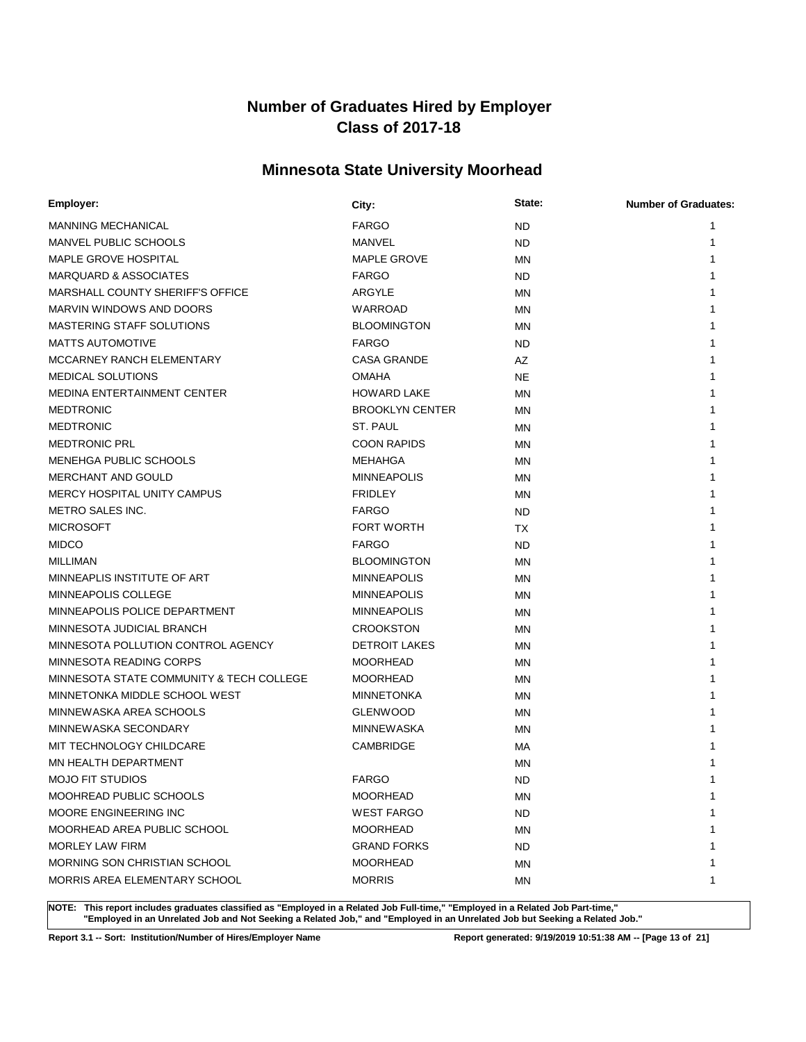# Number of Graduates Hired by Employer
# Class of 2017-18

## Minnesota State University Moorhead

| Employer: | City: | State: | Number of Graduates: |
|---|---|---|---|
| MANNING MECHANICAL | FARGO | ND | 1 |
| MANVEL PUBLIC SCHOOLS | MANVEL | ND | 1 |
| MAPLE GROVE HOSPITAL | MAPLE GROVE | MN | 1 |
| MARQUARD & ASSOCIATES | FARGO | ND | 1 |
| MARSHALL COUNTY SHERIFF'S OFFICE | ARGYLE | MN | 1 |
| MARVIN WINDOWS AND DOORS | WARROAD | MN | 1 |
| MASTERING STAFF SOLUTIONS | BLOOMINGTON | MN | 1 |
| MATTS AUTOMOTIVE | FARGO | ND | 1 |
| MCCARNEY RANCH ELEMENTARY | CASA GRANDE | AZ | 1 |
| MEDICAL SOLUTIONS | OMAHA | NE | 1 |
| MEDINA ENTERTAINMENT CENTER | HOWARD LAKE | MN | 1 |
| MEDTRONIC | BROOKLYN CENTER | MN | 1 |
| MEDTRONIC | ST. PAUL | MN | 1 |
| MEDTRONIC PRL | COON RAPIDS | MN | 1 |
| MENEHGA PUBLIC SCHOOLS | MEHAHGA | MN | 1 |
| MERCHANT AND GOULD | MINNEAPOLIS | MN | 1 |
| MERCY HOSPITAL UNITY CAMPUS | FRIDLEY | MN | 1 |
| METRO SALES INC. | FARGO | ND | 1 |
| MICROSOFT | FORT WORTH | TX | 1 |
| MIDCO | FARGO | ND | 1 |
| MILLIMAN | BLOOMINGTON | MN | 1 |
| MINNEAPLIS INSTITUTE OF ART | MINNEAPOLIS | MN | 1 |
| MINNEAPOLIS COLLEGE | MINNEAPOLIS | MN | 1 |
| MINNEAPOLIS POLICE DEPARTMENT | MINNEAPOLIS | MN | 1 |
| MINNESOTA JUDICIAL BRANCH | CROOKSTON | MN | 1 |
| MINNESOTA POLLUTION CONTROL AGENCY | DETROIT LAKES | MN | 1 |
| MINNESOTA READING CORPS | MOORHEAD | MN | 1 |
| MINNESOTA STATE COMMUNITY & TECH COLLEGE | MOORHEAD | MN | 1 |
| MINNETONKA MIDDLE SCHOOL WEST | MINNETONKA | MN | 1 |
| MINNEWASKA AREA SCHOOLS | GLENWOOD | MN | 1 |
| MINNEWASKA SECONDARY | MINNEWASKA | MN | 1 |
| MIT TECHNOLOGY CHILDCARE | CAMBRIDGE | MA | 1 |
| MN HEALTH DEPARTMENT | | MN | 1 |
| MOJO FIT STUDIOS | FARGO | ND | 1 |
| MOOHREAD PUBLIC SCHOOLS | MOORHEAD | MN | 1 |
| MOORE ENGINEERING INC | WEST FARGO | ND | 1 |
| MOORHEAD AREA PUBLIC SCHOOL | MOORHEAD | MN | 1 |
| MORLEY LAW FIRM | GRAND FORKS | ND | 1 |
| MORNING SON CHRISTIAN SCHOOL | MOORHEAD | MN | 1 |
| MORRIS AREA ELEMENTARY SCHOOL | MORRIS | MN | 1 |

**NOTE: This report includes graduates classified as "Employed in a Related Job Full-time," "Employed in a Related Job Part-time," "Employed in an Unrelated Job and Not Seeking a Related Job," and "Employed in an Unrelated Job but Seeking a Related Job."**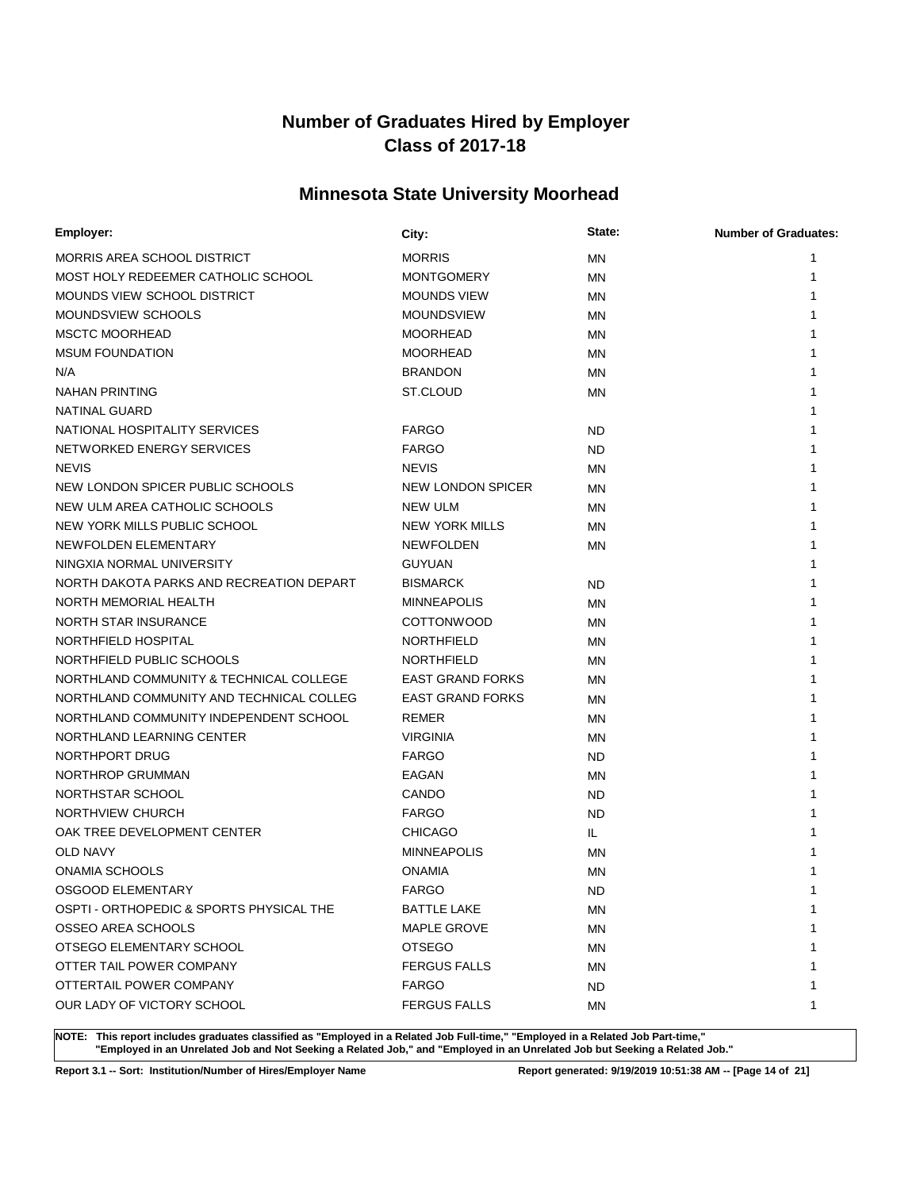# Number of Graduates Hired by Employer
# Class of 2017-18

## Minnesota State University Moorhead

| Employer: | City: | State: | Number of Graduates: |
|---|---|---|---|
| MORRIS AREA SCHOOL DISTRICT | MORRIS | MN | 1 |
| MOST HOLY REDEEMER CATHOLIC SCHOOL | MONTGOMERY | MN | 1 |
| MOUNDS VIEW SCHOOL DISTRICT | MOUNDS VIEW | MN | 1 |
| MOUNDSVIEW SCHOOLS | MOUNDSVIEW | MN | 1 |
| MSCTC MOORHEAD | MOORHEAD | MN | 1 |
| MSUM FOUNDATION | MOORHEAD | MN | 1 |
| N/A | BRANDON | MN | 1 |
| NAHAN PRINTING | ST.CLOUD | MN | 1 |
| NATINAL GUARD | | | 1 |
| NATIONAL HOSPITALITY SERVICES | FARGO | ND | 1 |
| NETWORKED ENERGY SERVICES | FARGO | ND | 1 |
| NEVIS | NEVIS | MN | 1 |
| NEW LONDON SPICER PUBLIC SCHOOLS | NEW LONDON SPICER | MN | 1 |
| NEW ULM AREA CATHOLIC SCHOOLS | NEW ULM | MN | 1 |
| NEW YORK MILLS PUBLIC SCHOOL | NEW YORK MILLS | MN | 1 |
| NEWFOLDEN ELEMENTARY | NEWFOLDEN | MN | 1 |
| NINGXIA NORMAL UNIVERSITY | GUYUAN | | 1 |
| NORTH DAKOTA PARKS AND RECREATION DEPART | BISMARCK | ND | 1 |
| NORTH MEMORIAL HEALTH | MINNEAPOLIS | MN | 1 |
| NORTH STAR INSURANCE | COTTONWOOD | MN | 1 |
| NORTHFIELD HOSPITAL | NORTHFIELD | MN | 1 |
| NORTHFIELD PUBLIC SCHOOLS | NORTHFIELD | MN | 1 |
| NORTHLAND COMMUNITY & TECHNICAL COLLEGE | EAST GRAND FORKS | MN | 1 |
| NORTHLAND COMMUNITY AND TECHNICAL COLLEG | EAST GRAND FORKS | MN | 1 |
| NORTHLAND COMMUNITY INDEPENDENT SCHOOL | REMER | MN | 1 |
| NORTHLAND LEARNING CENTER | VIRGINIA | MN | 1 |
| NORTHPORT DRUG | FARGO | ND | 1 |
| NORTHROP GRUMMAN | EAGAN | MN | 1 |
| NORTHSTAR SCHOOL | CANDO | ND | 1 |
| NORTHVIEW CHURCH | FARGO | ND | 1 |
| OAK TREE DEVELOPMENT CENTER | CHICAGO | IL | 1 |
| OLD NAVY | MINNEAPOLIS | MN | 1 |
| ONAMIA SCHOOLS | ONAMIA | MN | 1 |
| OSGOOD ELEMENTARY | FARGO | ND | 1 |
| OSPTI - ORTHOPEDIC & SPORTS PHYSICAL THE | BATTLE LAKE | MN | 1 |
| OSSEO AREA SCHOOLS | MAPLE GROVE | MN | 1 |
| OTSEGO ELEMENTARY SCHOOL | OTSEGO | MN | 1 |
| OTTER TAIL POWER COMPANY | FERGUS FALLS | MN | 1 |
| OTTERTAIL POWER COMPANY | FARGO | ND | 1 |
| OUR LADY OF VICTORY SCHOOL | FERGUS FALLS | MN | 1 |

**NOTE: This report includes graduates classified as "Employed in a Related Job Full-time," "Employed in a Related Job Part-time," "Employed in an Unrelated Job and Not Seeking a Related Job," and "Employed in an Unrelated Job but Seeking a Related Job."**

**Report 3.1 -- Sort: Institution/Number of Hires/Employer Name** **Report generated: 9/19/2019 10:51:38 AM**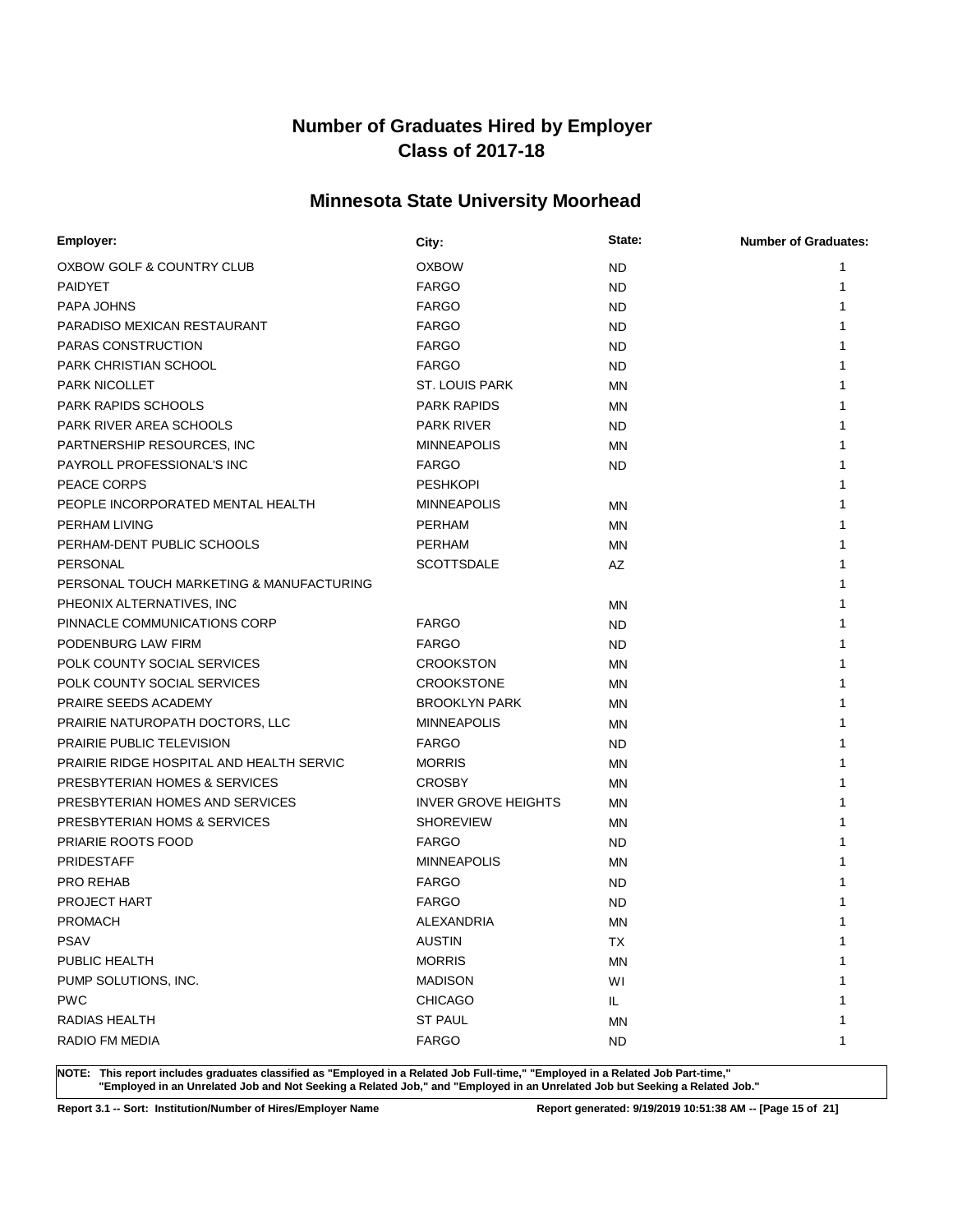# Number of Graduates Hired by Employer
# Class of 2017-18

## Minnesota State University Moorhead

| Employer: | City: | State: | Number of Graduates: |
|---|---|---|---|
| OXBOW GOLF & COUNTRY CLUB | OXBOW | ND | 1 |
| PAIDYET | FARGO | ND | 1 |
| PAPA JOHNS | FARGO | ND | 1 |
| PARADISO MEXICAN RESTAURANT | FARGO | ND | 1 |
| PARAS CONSTRUCTION | FARGO | ND | 1 |
| PARK CHRISTIAN SCHOOL | FARGO | ND | 1 |
| PARK NICOLLET | ST. LOUIS PARK | MN | 1 |
| PARK RAPIDS SCHOOLS | PARK RAPIDS | MN | 1 |
| PARK RIVER AREA SCHOOLS | PARK RIVER | ND | 1 |
| PARTNERSHIP RESOURCES, INC | MINNEAPOLIS | MN | 1 |
| PAYROLL PROFESSIONAL'S INC | FARGO | ND | 1 |
| PEACE CORPS | PESHKOPI | | 1 |
| PEOPLE INCORPORATED MENTAL HEALTH | MINNEAPOLIS | MN | 1 |
| PERHAM LIVING | PERHAM | MN | 1 |
| PERHAM-DENT PUBLIC SCHOOLS | PERHAM | MN | 1 |
| PERSONAL | SCOTTSDALE | AZ | 1 |
| PERSONAL TOUCH MARKETING & MANUFACTURING | | | 1 |
| PHEONIX ALTERNATIVES, INC | | MN | 1 |
| PINNACLE COMMUNICATIONS CORP | FARGO | ND | 1 |
| PODENBURG LAW FIRM | FARGO | ND | 1 |
| POLK COUNTY SOCIAL SERVICES | CROOKSTON | MN | 1 |
| POLK COUNTY SOCIAL SERVICES | CROOKSTONE | MN | 1 |
| PRAIRE SEEDS ACADEMY | BROOKLYN PARK | MN | 1 |
| PRAIRIE NATUROPATH DOCTORS, LLC | MINNEAPOLIS | MN | 1 |
| PRAIRIE PUBLIC TELEVISION | FARGO | ND | 1 |
| PRAIRIE RIDGE HOSPITAL AND HEALTH SERVIC | MORRIS | MN | 1 |
| PRESBYTERIAN HOMES & SERVICES | CROSBY | MN | 1 |
| PRESBYTERIAN HOMES AND SERVICES | INVER GROVE HEIGHTS | MN | 1 |
| PRESBYTERIAN HOMS & SERVICES | SHOREVIEW | MN | 1 |
| PRIARIE ROOTS FOOD | FARGO | ND | 1 |
| PRIDESTAFF | MINNEAPOLIS | MN | 1 |
| PRO REHAB | FARGO | ND | 1 |
| PROJECT HART | FARGO | ND | 1 |
| PROMACH | ALEXANDRIA | MN | 1 |
| PSAV | AUSTIN | TX | 1 |
| PUBLIC HEALTH | MORRIS | MN | 1 |
| PUMP SOLUTIONS, INC. | MADISON | WI | 1 |
| PWC | CHICAGO | IL | 1 |
| RADIAS HEALTH | ST PAUL | MN | 1 |
| RADIO FM MEDIA | FARGO | ND | 1 |

**NOTE: This report includes graduates classified as "Employed in a Related Job Full-time," "Employed in a Related Job Part-time," "Employed in an Unrelated Job and Not Seeking a Related Job," and "Employed in an Unrelated Job but Seeking a Related Job."**

**Report 3.1 -- Sort: Institution/Number of Hires/Employer Name** **Report generated: 9/19/2019 10:51:38 AM**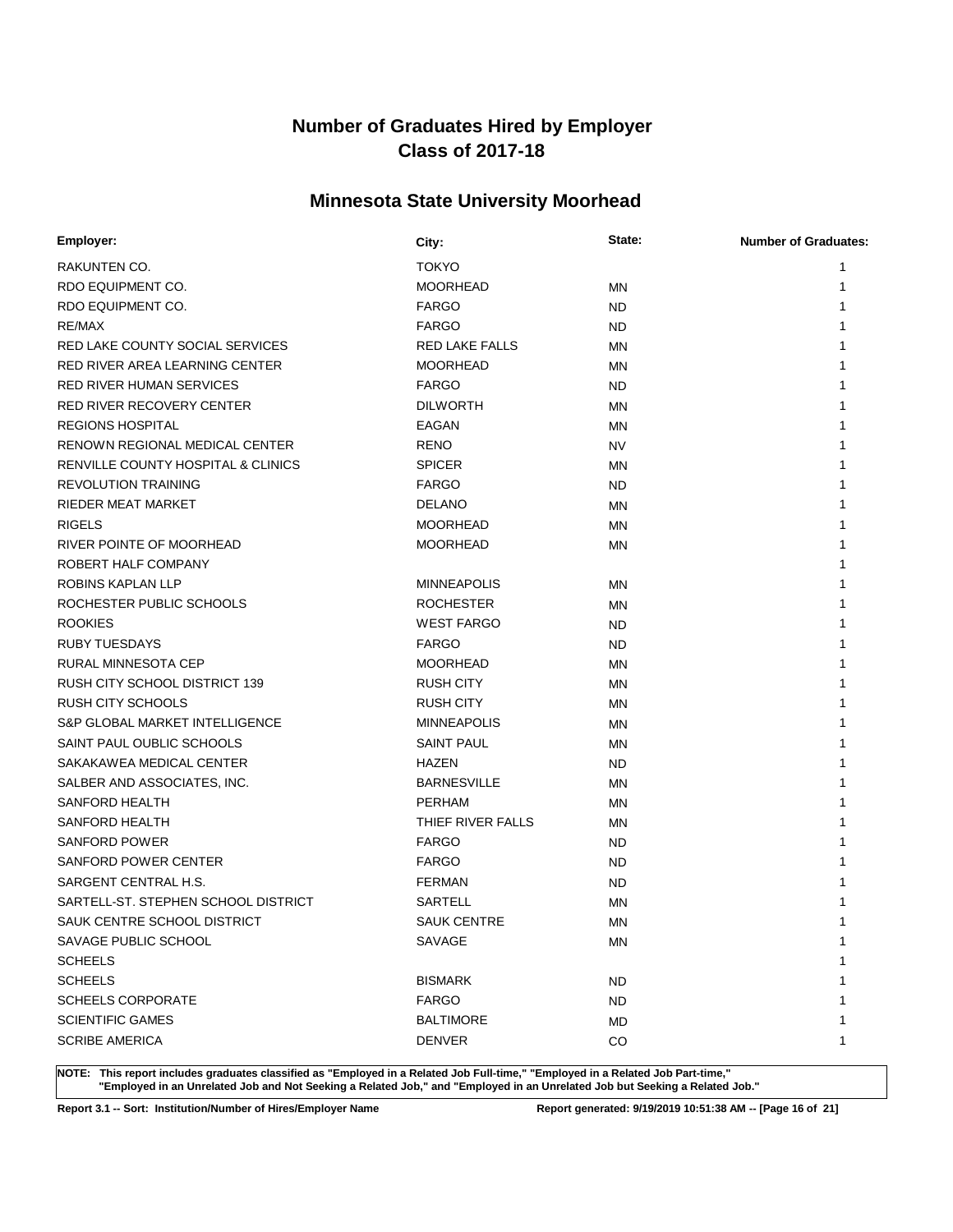# Number of Graduates Hired by Employer
# Class of 2017-18

## Minnesota State University Moorhead

| Employer: | City: | State: | Number of Graduates: |
|---|---|---|---|
| RAKUNTEN CO. | TOKYO | | 1 |
| RDO EQUIPMENT CO. | MOORHEAD | MN | 1 |
| RDO EQUIPMENT CO. | FARGO | ND | 1 |
| RE/MAX | FARGO | ND | 1 |
| RED LAKE COUNTY SOCIAL SERVICES | RED LAKE FALLS | MN | 1 |
| RED RIVER AREA LEARNING CENTER | MOORHEAD | MN | 1 |
| RED RIVER HUMAN SERVICES | FARGO | ND | 1 |
| RED RIVER RECOVERY CENTER | DILWORTH | MN | 1 |
| REGIONS HOSPITAL | EAGAN | MN | 1 |
| RENOWN REGIONAL MEDICAL CENTER | RENO | NV | 1 |
| RENVILLE COUNTY HOSPITAL & CLINICS | SPICER | MN | 1 |
| REVOLUTION TRAINING | FARGO | ND | 1 |
| RIEDER MEAT MARKET | DELANO | MN | 1 |
| RIGELS | MOORHEAD | MN | 1 |
| RIVER POINTE OF MOORHEAD | MOORHEAD | MN | 1 |
| ROBERT HALF COMPANY | | | 1 |
| ROBINS KAPLAN LLP | MINNEAPOLIS | MN | 1 |
| ROCHESTER PUBLIC SCHOOLS | ROCHESTER | MN | 1 |
| ROOKIES | WEST FARGO | ND | 1 |
| RUBY TUESDAYS | FARGO | ND | 1 |
| RURAL MINNESOTA CEP | MOORHEAD | MN | 1 |
| RUSH CITY SCHOOL DISTRICT 139 | RUSH CITY | MN | 1 |
| RUSH CITY SCHOOLS | RUSH CITY | MN | 1 |
| S&P GLOBAL MARKET INTELLIGENCE | MINNEAPOLIS | MN | 1 |
| SAINT PAUL OUBLIC SCHOOLS | SAINT PAUL | MN | 1 |
| SAKAKAWEA MEDICAL CENTER | HAZEN | ND | 1 |
| SALBER AND ASSOCIATES, INC. | BARNESVILLE | MN | 1 |
| SANFORD HEALTH | PERHAM | MN | 1 |
| SANFORD HEALTH | THIEF RIVER FALLS | MN | 1 |
| SANFORD POWER | FARGO | ND | 1 |
| SANFORD POWER CENTER | FARGO | ND | 1 |
| SARGENT CENTRAL H.S. | FERMAN | ND | 1 |
| SARTELL-ST. STEPHEN SCHOOL DISTRICT | SARTELL | MN | 1 |
| SAUK CENTRE SCHOOL DISTRICT | SAUK CENTRE | MN | 1 |
| SAVAGE PUBLIC SCHOOL | SAVAGE | MN | 1 |
| SCHEELS | | | 1 |
| SCHEELS | BISMARK | ND | 1 |
| SCHEELS CORPORATE | FARGO | ND | 1 |
| SCIENTIFIC GAMES | BALTIMORE | MD | 1 |
| SCRIBE AMERICA | DENVER | CO | 1 |

**NOTE: This report includes graduates classified as "Employed in a Related Job Full-time," "Employed in a Related Job Part-time," "Employed in an Unrelated Job and Not Seeking a Related Job," and "Employed in an Unrelated Job but Seeking a Related Job."**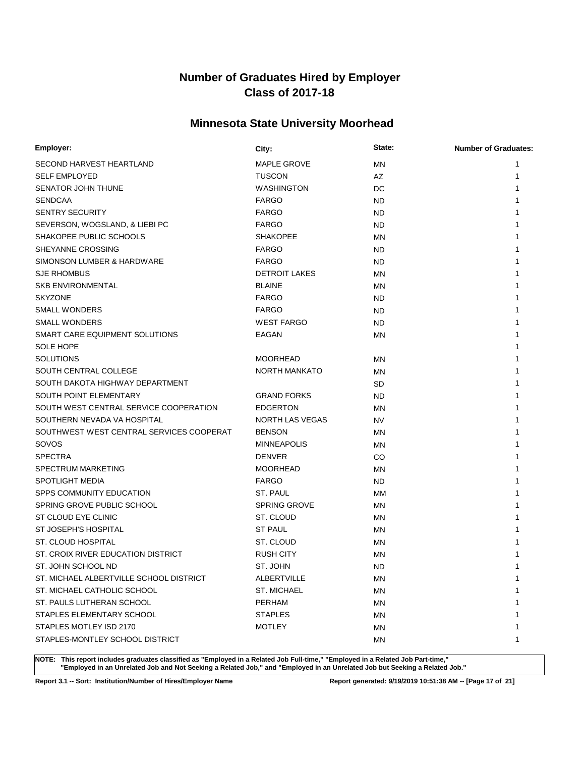# Number of Graduates Hired by Employer
# Class of 2017-18

## Minnesota State University Moorhead

| Employer: | City: | State: | Number of Graduates: |
|---|---|---|---|
| SECOND HARVEST HEARTLAND | MAPLE GROVE | MN | 1 |
| SELF EMPLOYED | TUSCON | AZ | 1 |
| SENATOR JOHN THUNE | WASHINGTON | DC | 1 |
| SENDCAA | FARGO | ND | 1 |
| SENTRY SECURITY | FARGO | ND | 1 |
| SEVERSON, WOGSLAND, & LIEBI PC | FARGO | ND | 1 |
| SHAKOPEE PUBLIC SCHOOLS | SHAKOPEE | MN | 1 |
| SHEYANNE CROSSING | FARGO | ND | 1 |
| SIMONSON LUMBER & HARDWARE | FARGO | ND | 1 |
| SJE RHOMBUS | DETROIT LAKES | MN | 1 |
| SKB ENVIRONMENTAL | BLAINE | MN | 1 |
| SKYZONE | FARGO | ND | 1 |
| SMALL WONDERS | FARGO | ND | 1 |
| SMALL WONDERS | WEST FARGO | ND | 1 |
| SMART CARE EQUIPMENT SOLUTIONS | EAGAN | MN | 1 |
| SOLE HOPE | | | 1 |
| SOLUTIONS | MOORHEAD | MN | 1 |
| SOUTH CENTRAL COLLEGE | NORTH MANKATO | MN | 1 |
| SOUTH DAKOTA HIGHWAY DEPARTMENT | | SD | 1 |
| SOUTH POINT ELEMENTARY | GRAND FORKS | ND | 1 |
| SOUTH WEST CENTRAL SERVICE COOPERATION | EDGERTON | MN | 1 |
| SOUTHERN NEVADA VA HOSPITAL | NORTH LAS VEGAS | NV | 1 |
| SOUTHWEST WEST CENTRAL SERVICES COOPERAT | BENSON | MN | 1 |
| SOVOS | MINNEAPOLIS | MN | 1 |
| SPECTRA | DENVER | CO | 1 |
| SPECTRUM MARKETING | MOORHEAD | MN | 1 |
| SPOTLIGHT MEDIA | FARGO | ND | 1 |
| SPPS COMMUNITY EDUCATION | ST. PAUL | MM | 1 |
| SPRING GROVE PUBLIC SCHOOL | SPRING GROVE | MN | 1 |
| ST CLOUD EYE CLINIC | ST. CLOUD | MN | 1 |
| ST JOSEPH'S HOSPITAL | ST PAUL | MN | 1 |
| ST. CLOUD HOSPITAL | ST. CLOUD | MN | 1 |
| ST. CROIX RIVER EDUCATION DISTRICT | RUSH CITY | MN | 1 |
| ST. JOHN SCHOOL ND | ST. JOHN | ND | 1 |
| ST. MICHAEL ALBERTVILLE SCHOOL DISTRICT | ALBERTVILLE | MN | 1 |
| ST. MICHAEL CATHOLIC SCHOOL | ST. MICHAEL | MN | 1 |
| ST. PAULS LUTHERAN SCHOOL | PERHAM | MN | 1 |
| STAPLES ELEMENTARY SCHOOL | STAPLES | MN | 1 |
| STAPLES MOTLEY ISD 2170 | MOTLEY | MN | 1 |
| STAPLES-MONTLEY SCHOOL DISTRICT | | MN | 1 |

**NOTE: This report includes graduates classified as "Employed in a Related Job Full-time," "Employed in a Related Job Part-time," "Employed in an Unrelated Job and Not Seeking a Related Job," and "Employed in an Unrelated Job but Seeking a Related Job."**

**Report 3.1 -- Sort: Institution/Number of Hires/Employer Name** **Report generated: 9/19/2019 10:51:38 AM**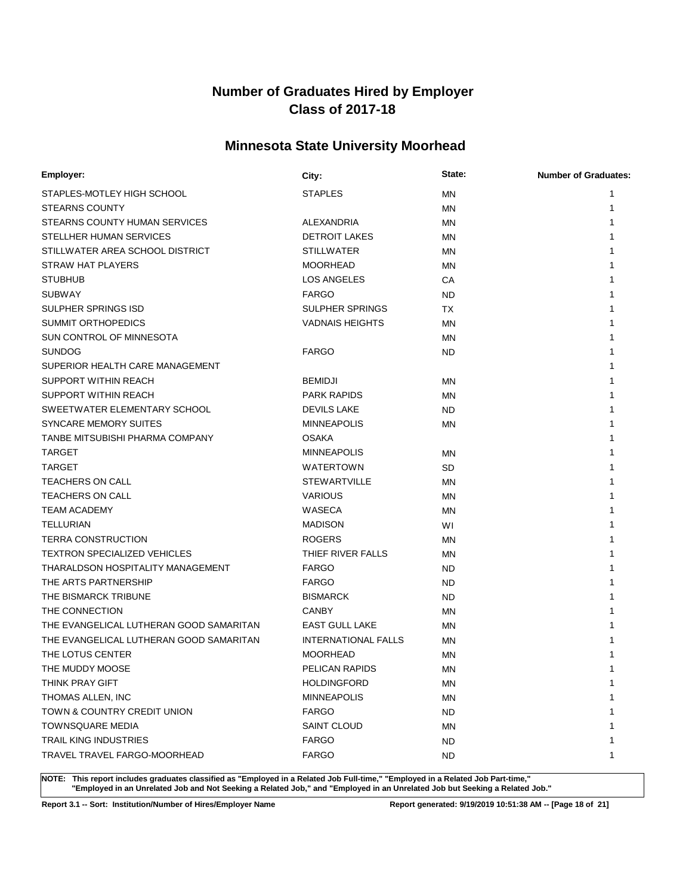# Number of Graduates Hired by Employer
## Class of 2017-18

## Minnesota State University Moorhead

| Employer: | City: | State: | Number of Graduates: |
|---|---|---|---|
| STAPLES-MOTLEY HIGH SCHOOL | STAPLES | MN | 1 |
| STEARNS COUNTY | | MN | 1 |
| STEARNS COUNTY HUMAN SERVICES | ALEXANDRIA | MN | 1 |
| STELLHER HUMAN SERVICES | DETROIT LAKES | MN | 1 |
| STILLWATER AREA SCHOOL DISTRICT | STILLWATER | MN | 1 |
| STRAW HAT PLAYERS | MOORHEAD | MN | 1 |
| STUBHUB | LOS ANGELES | CA | 1 |
| SUBWAY | FARGO | ND | 1 |
| SULPHER SPRINGS ISD | SULPHER SPRINGS | TX | 1 |
| SUMMIT ORTHOPEDICS | VADNAIS HEIGHTS | MN | 1 |
| SUN CONTROL OF MINNESOTA | | MN | 1 |
| SUNDOG | FARGO | ND | 1 |
| SUPERIOR HEALTH CARE MANAGEMENT | | | 1 |
| SUPPORT WITHIN REACH | BEMIDJI | MN | 1 |
| SUPPORT WITHIN REACH | PARK RAPIDS | MN | 1 |
| SWEETWATER ELEMENTARY SCHOOL | DEVILS LAKE | ND | 1 |
| SYNCARE MEMORY SUITES | MINNEAPOLIS | MN | 1 |
| TANBE MITSUBISHI PHARMA COMPANY | OSAKA | | 1 |
| TARGET | MINNEAPOLIS | MN | 1 |
| TARGET | WATERTOWN | SD | 1 |
| TEACHERS ON CALL | STEWARTVILLE | MN | 1 |
| TEACHERS ON CALL | VARIOUS | MN | 1 |
| TEAM ACADEMY | WASECA | MN | 1 |
| TELLURIAN | MADISON | WI | 1 |
| TERRA CONSTRUCTION | ROGERS | MN | 1 |
| TEXTRON SPECIALIZED VEHICLES | THIEF RIVER FALLS | MN | 1 |
| THARALDSON HOSPITALITY MANAGEMENT | FARGO | ND | 1 |
| THE ARTS PARTNERSHIP | FARGO | ND | 1 |
| THE BISMARCK TRIBUNE | BISMARCK | ND | 1 |
| THE CONNECTION | CANBY | MN | 1 |
| THE EVANGELICAL LUTHERAN GOOD SAMARITAN | EAST GULL LAKE | MN | 1 |
| THE EVANGELICAL LUTHERAN GOOD SAMARITAN | INTERNATIONAL FALLS | MN | 1 |
| THE LOTUS CENTER | MOORHEAD | MN | 1 |
| THE MUDDY MOOSE | PELICAN RAPIDS | MN | 1 |
| THINK PRAY GIFT | HOLDINGFORD | MN | 1 |
| THOMAS ALLEN, INC | MINNEAPOLIS | MN | 1 |
| TOWN & COUNTRY CREDIT UNION | FARGO | ND | 1 |
| TOWNSQUARE MEDIA | SAINT CLOUD | MN | 1 |
| TRAIL KING INDUSTRIES | FARGO | ND | 1 |
| TRAVEL TRAVEL FARGO-MOORHEAD | FARGO | ND | 1 |

**NOTE: This report includes graduates classified as "Employed in a Related Job Full-time," "Employed in a Related Job Part-time," "Employed in an Unrelated Job and Not Seeking a Related Job," and "Employed in an Unrelated Job but Seeking a Related Job."**

**Report 3.1 -- Sort: Institution/Number of Hires/Employer Name** **Report generated: 9/19/2019 10:51:38 AM**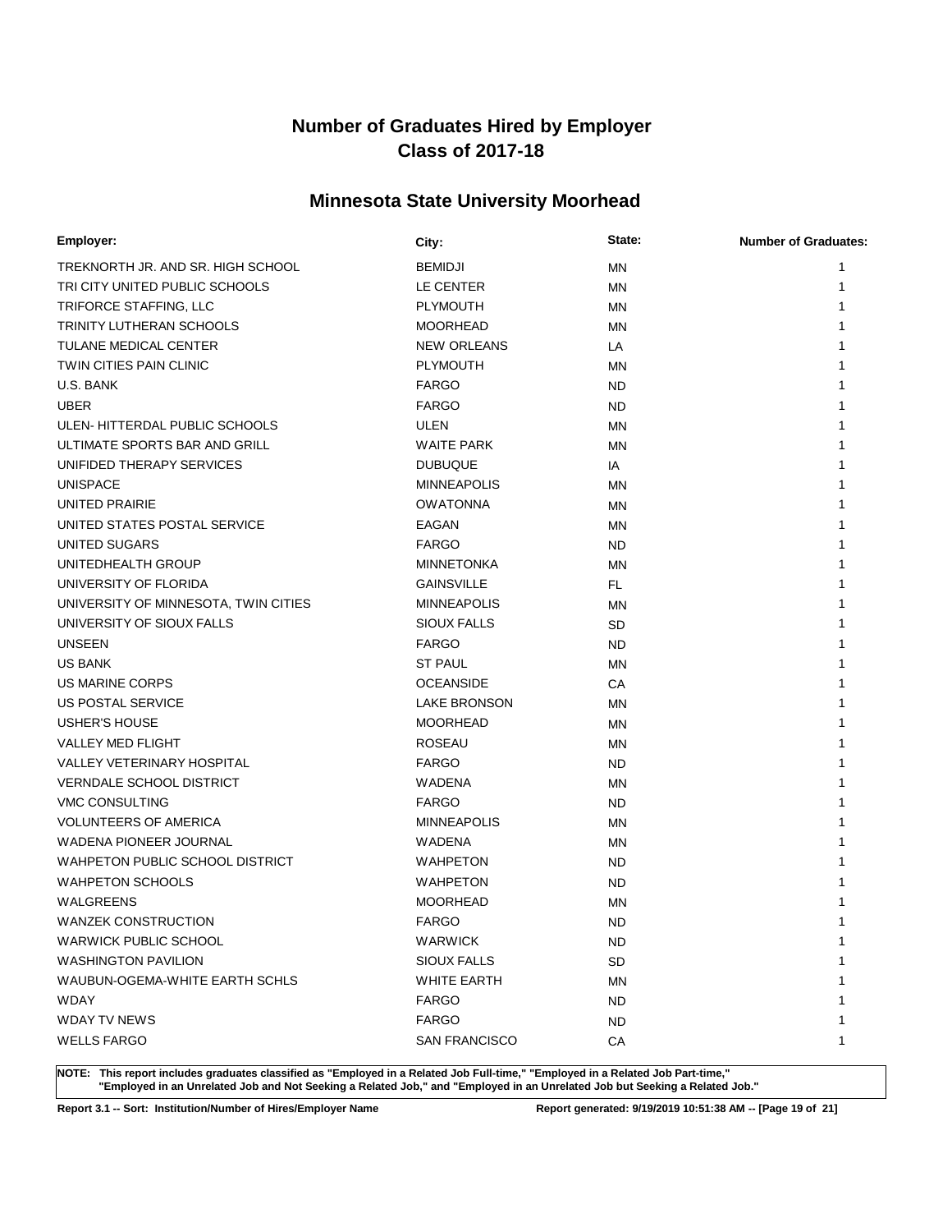# Number of Graduates Hired by Employer
# Class of 2017-18

## Minnesota State University Moorhead

| Employer: | City: | State: | Number of Graduates: |
|---|---|---|---|
| TREKNORTH JR. AND SR. HIGH SCHOOL | BEMIDJI | MN | 1 |
| TRI CITY UNITED PUBLIC SCHOOLS | LE CENTER | MN | 1 |
| TRIFORCE STAFFING, LLC | PLYMOUTH | MN | 1 |
| TRINITY LUTHERAN SCHOOLS | MOORHEAD | MN | 1 |
| TULANE MEDICAL CENTER | NEW ORLEANS | LA | 1 |
| TWIN CITIES PAIN CLINIC | PLYMOUTH | MN | 1 |
| U.S. BANK | FARGO | ND | 1 |
| UBER | FARGO | ND | 1 |
| ULEN- HITTERDAL PUBLIC SCHOOLS | ULEN | MN | 1 |
| ULTIMATE SPORTS BAR AND GRILL | WAITE PARK | MN | 1 |
| UNIFIDED THERAPY SERVICES | DUBUQUE | IA | 1 |
| UNISPACE | MINNEAPOLIS | MN | 1 |
| UNITED PRAIRIE | OWATONNA | MN | 1 |
| UNITED STATES POSTAL SERVICE | EAGAN | MN | 1 |
| UNITED SUGARS | FARGO | ND | 1 |
| UNITEDHEALTH GROUP | MINNETONKA | MN | 1 |
| UNIVERSITY OF FLORIDA | GAINSVILLE | FL | 1 |
| UNIVERSITY OF MINNESOTA, TWIN CITIES | MINNEAPOLIS | MN | 1 |
| UNIVERSITY OF SIOUX FALLS | SIOUX FALLS | SD | 1 |
| UNSEEN | FARGO | ND | 1 |
| US BANK | ST PAUL | MN | 1 |
| US MARINE CORPS | OCEANSIDE | CA | 1 |
| US POSTAL SERVICE | LAKE BRONSON | MN | 1 |
| USHER'S HOUSE | MOORHEAD | MN | 1 |
| VALLEY MED FLIGHT | ROSEAU | MN | 1 |
| VALLEY VETERINARY HOSPITAL | FARGO | ND | 1 |
| VERNDALE SCHOOL DISTRICT | WADENA | MN | 1 |
| VMC CONSULTING | FARGO | ND | 1 |
| VOLUNTEERS OF AMERICA | MINNEAPOLIS | MN | 1 |
| WADENA PIONEER JOURNAL | WADENA | MN | 1 |
| WAHPETON PUBLIC SCHOOL DISTRICT | WAHPETON | ND | 1 |
| WAHPETON SCHOOLS | WAHPETON | ND | 1 |
| WALGREENS | MOORHEAD | MN | 1 |
| WANZEK CONSTRUCTION | FARGO | ND | 1 |
| WARWICK PUBLIC SCHOOL | WARWICK | ND | 1 |
| WASHINGTON PAVILION | SIOUX FALLS | SD | 1 |
| WAUBUN-OGEMA-WHITE EARTH SCHLS | WHITE EARTH | MN | 1 |
| WDAY | FARGO | ND | 1 |
| WDAY TV NEWS | FARGO | ND | 1 |
| WELLS FARGO | SAN FRANCISCO | CA | 1 |

**NOTE: This report includes graduates classified as "Employed in a Related Job Full-time," "Employed in a Related Job Part-time," "Employed in an Unrelated Job and Not Seeking a Related Job," and "Employed in an Unrelated Job but Seeking a Related Job."**

**Report 3.1 -- Sort: Institution/Number of Hires/Employer Name** **Report generated: 9/19/2019 10:51:38 AM**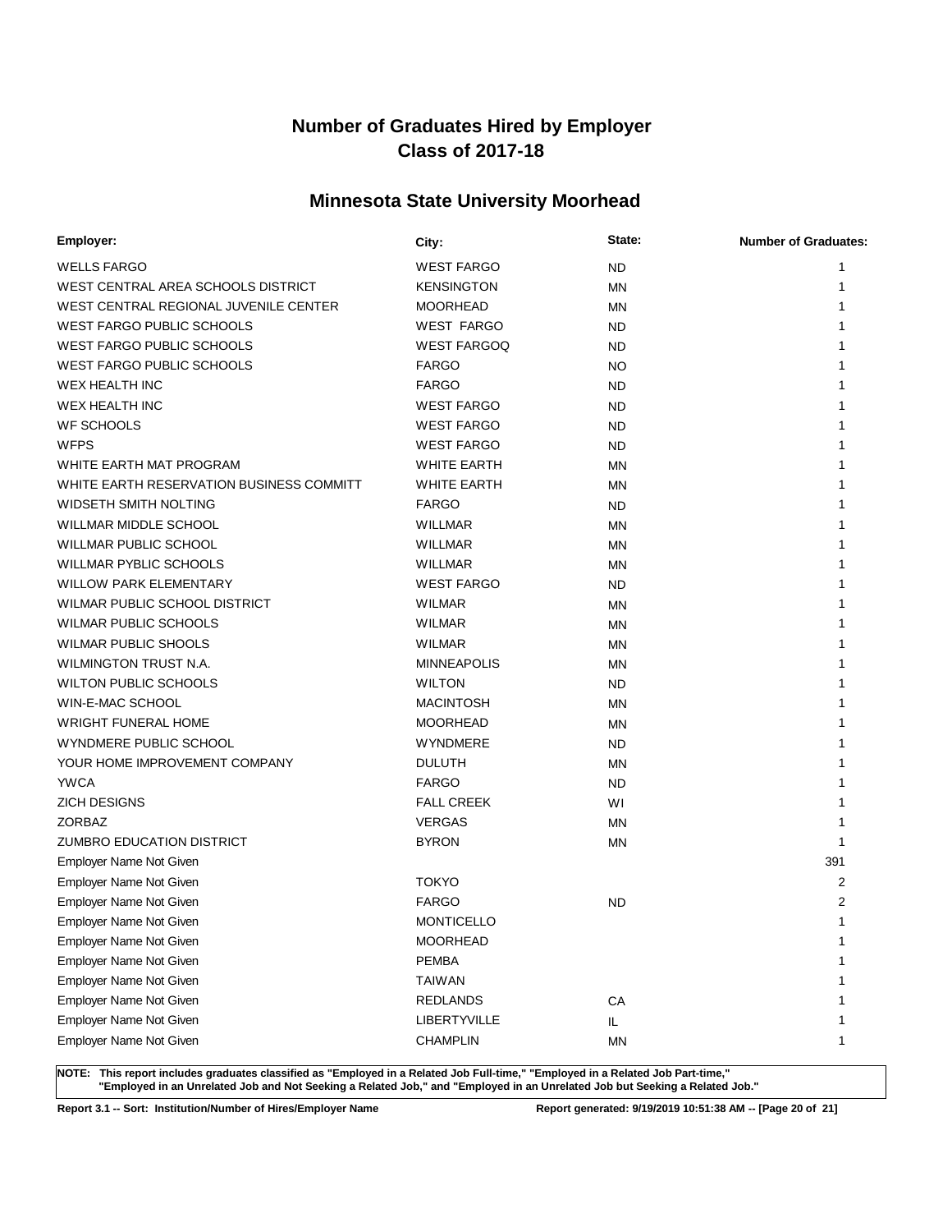# Number of Graduates Hired by Employer
# Class of 2017-18

## Minnesota State University Moorhead

| Employer: | City: | State: | Number of Graduates: |
|---|---|---|---|
| WELLS FARGO | WEST FARGO | ND | 1 |
| WEST CENTRAL AREA SCHOOLS DISTRICT | KENSINGTON | MN | 1 |
| WEST CENTRAL REGIONAL JUVENILE CENTER | MOORHEAD | MN | 1 |
| WEST FARGO PUBLIC SCHOOLS | WEST FARGO | ND | 1 |
| WEST FARGO PUBLIC SCHOOLS | WEST FARGOQ | ND | 1 |
| WEST FARGO PUBLIC SCHOOLS | FARGO | NO | 1 |
| WEX HEALTH INC | FARGO | ND | 1 |
| WEX HEALTH INC | WEST FARGO | ND | 1 |
| WF SCHOOLS | WEST FARGO | ND | 1 |
| WFPS | WEST FARGO | ND | 1 |
| WHITE EARTH MAT PROGRAM | WHITE EARTH | MN | 1 |
| WHITE EARTH RESERVATION BUSINESS COMMITT | WHITE EARTH | MN | 1 |
| WIDSETH SMITH NOLTING | FARGO | ND | 1 |
| WILLMAR MIDDLE SCHOOL | WILLMAR | MN | 1 |
| WILLMAR PUBLIC SCHOOL | WILLMAR | MN | 1 |
| WILLMAR PYBLIC SCHOOLS | WILLMAR | MN | 1 |
| WILLOW PARK ELEMENTARY | WEST FARGO | ND | 1 |
| WILMAR PUBLIC SCHOOL DISTRICT | WILMAR | MN | 1 |
| WILMAR PUBLIC SCHOOLS | WILMAR | MN | 1 |
| WILMAR PUBLIC SHOOLS | WILMAR | MN | 1 |
| WILMINGTON TRUST N.A. | MINNEAPOLIS | MN | 1 |
| WILTON PUBLIC SCHOOLS | WILTON | ND | 1 |
| WIN-E-MAC SCHOOL | MACINTOSH | MN | 1 |
| WRIGHT FUNERAL HOME | MOORHEAD | MN | 1 |
| WYNDMERE PUBLIC SCHOOL | WYNDMERE | ND | 1 |
| YOUR HOME IMPROVEMENT COMPANY | DULUTH | MN | 1 |
| YWCA | FARGO | ND | 1 |
| ZICH DESIGNS | FALL CREEK | WI | 1 |
| ZORBAZ | VERGAS | MN | 1 |
| ZUMBRO EDUCATION DISTRICT | BYRON | MN | 1 |
| Employer Name Not Given | | | 391 |
| Employer Name Not Given | TOKYO | | 2 |
| Employer Name Not Given | FARGO | ND | 2 |
| Employer Name Not Given | MONTICELLO | | 1 |
| Employer Name Not Given | MOORHEAD | | 1 |
| Employer Name Not Given | PEMBA | | 1 |
| Employer Name Not Given | TAIWAN | | 1 |
| Employer Name Not Given | REDLANDS | CA | 1 |
| Employer Name Not Given | LIBERTYVILLE | IL | 1 |
| Employer Name Not Given | CHAMPLIN | MN | 1 |

**NOTE: This report includes graduates classified as "Employed in a Related Job Full-time," "Employed in a Related Job Part-time," "Employed in an Unrelated Job and Not Seeking a Related Job," and "Employed in an Unrelated Job but Seeking a Related Job."**

**Report 3.1 -- Sort: Institution/Number of Hires/Employer Name** | **Report generated: 9/19/2019 10:51:38 AM**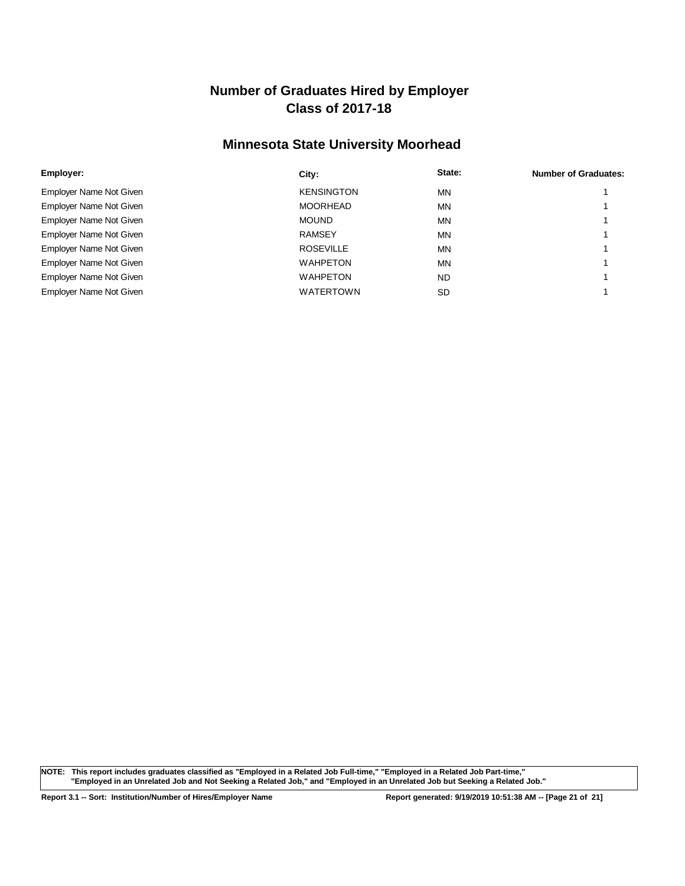# Number of Graduates Hired by Employer
# Class of 2017-18

## Minnesota State University Moorhead

| Employer: | City: | State: | Number of Graduates: |
|---|---|---|---|
| Employer Name Not Given | KENSINGTON | MN | 1 |
| Employer Name Not Given | MOORHEAD | MN | 1 |
| Employer Name Not Given | MOUND | MN | 1 |
| Employer Name Not Given | RAMSEY | MN | 1 |
| Employer Name Not Given | ROSEVILLE | MN | 1 |
| Employer Name Not Given | WAHPETON | MN | 1 |
| Employer Name Not Given | WAHPETON | ND | 1 |
| Employer Name Not Given | WATERTOWN | SD | 1 |

**NOTE: This report includes graduates classified as "Employed in a Related Job Full-time," "Employed in a Related Job Part-time," "Employed in an Unrelated Job and Not Seeking a Related Job," and "Employed in an Unrelated Job but Seeking a Related Job."**

**Report 3.1 -- Sort: Institution/Number of Hires/Employer Name**

**Report generated: 9/19/2019 10:51:38 AM**